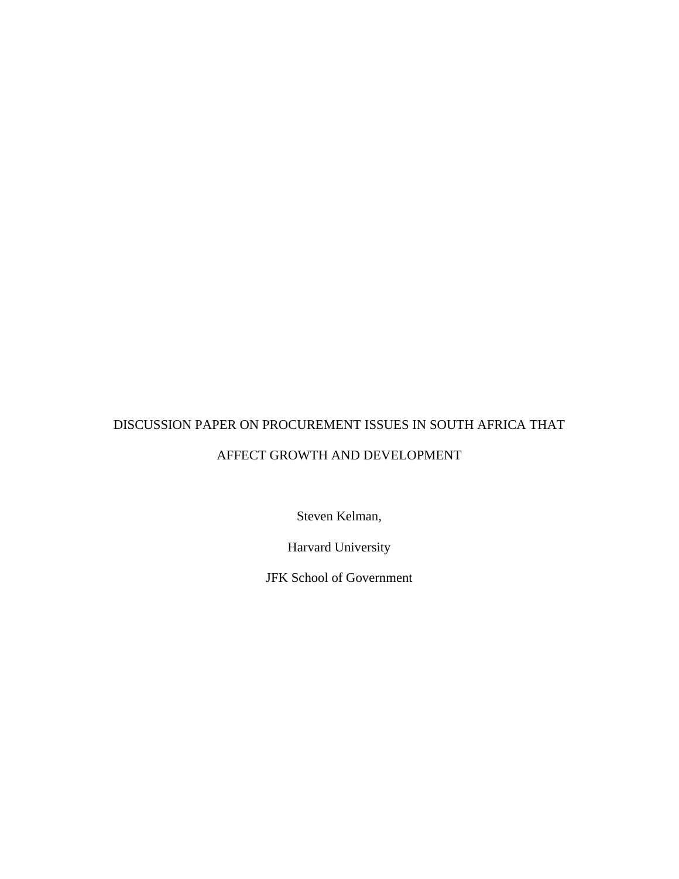# DISCUSSION PAPER ON PROCUREMENT ISSUES IN SOUTH AFRICA THAT AFFECT GROWTH AND DEVELOPMENT

Steven Kelman,

Harvard University

JFK School of Government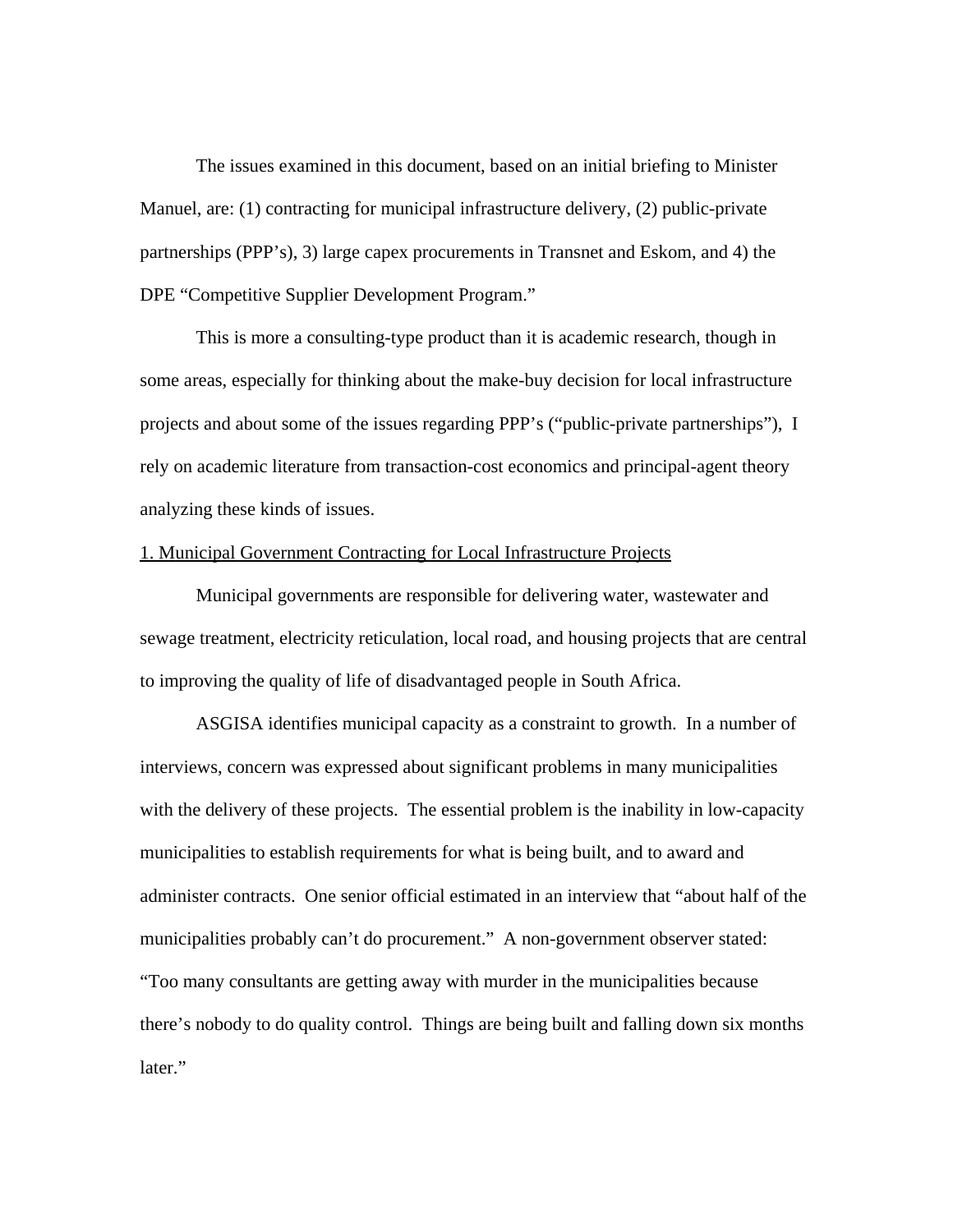The issues examined in this document, based on an initial briefing to Minister Manuel, are: (1) contracting for municipal infrastructure delivery, (2) public-private partnerships (PPP's), 3) large capex procurements in Transnet and Eskom, and 4) the DPE "Competitive Supplier Development Program."

This is more a consulting-type product than it is academic research, though in some areas, especially for thinking about the make-buy decision for local infrastructure projects and about some of the issues regarding PPP's ("public-private partnerships"), I rely on academic literature from transaction-cost economics and principal-agent theory analyzing these kinds of issues.

## 1. Municipal Government Contracting for Local Infrastructure Projects

Municipal governments are responsible for delivering water, wastewater and sewage treatment, electricity reticulation, local road, and housing projects that are central to improving the quality of life of disadvantaged people in South Africa.

ASGISA identifies municipal capacity as a constraint to growth. In a number of interviews, concern was expressed about significant problems in many municipalities with the delivery of these projects. The essential problem is the inability in low-capacity municipalities to establish requirements for what is being built, and to award and administer contracts. One senior official estimated in an interview that "about half of the municipalities probably can't do procurement." A non-government observer stated: "Too many consultants are getting away with murder in the municipalities because there's nobody to do quality control. Things are being built and falling down six months later."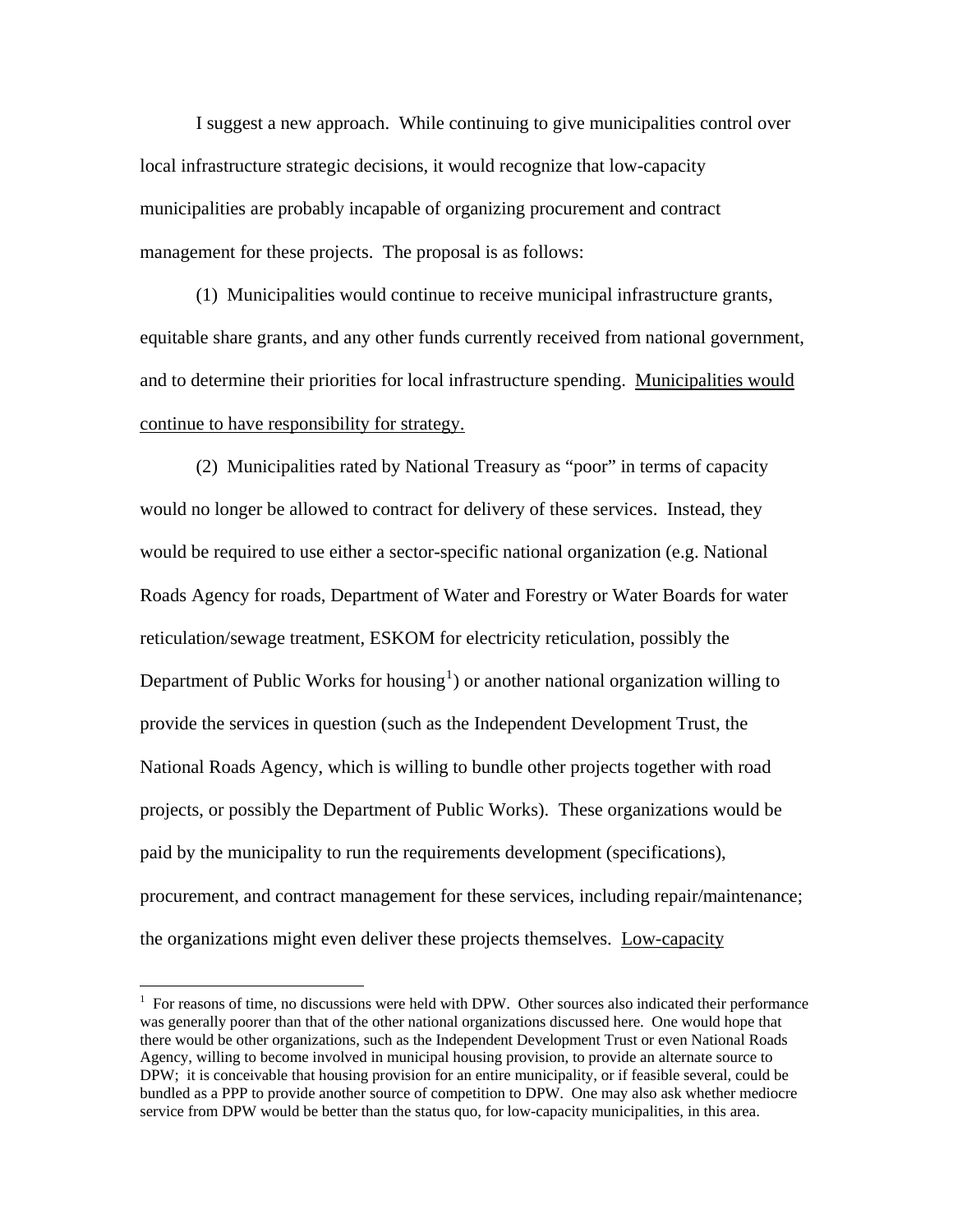I suggest a new approach. While continuing to give municipalities control over local infrastructure strategic decisions, it would recognize that low-capacity municipalities are probably incapable of organizing procurement and contract management for these projects. The proposal is as follows:

(1) Municipalities would continue to receive municipal infrastructure grants, equitable share grants, and any other funds currently received from national government, and to determine their priorities for local infrastructure spending. <u>Municipalities would continue to have responsibility for strategy.</u>

(2) Municipalities rated by National Treasury as "poor" in terms of capacity would no longer be allowed to contract for delivery of these services. Instead, they would be required to use either a sector-specific national organization (e.g. National Roads Agency for roads, Department of Water and Forestry or Water Boards for water reticulation/sewage treatment, ESKOM for electricity reticulation, possibly the Department of Public Works for housing[1]) or another national organization willing to provide the services in question (such as the Independent Development Trust, the National Roads Agency, which is willing to bundle other projects together with road projects, or possibly the Department of Public Works). These organizations would be paid by the municipality to run the requirements development (specifications), procurement, and contract management for these services, including repair/maintenance; the organizations might even deliver these projects themselves. <u>Low-capacity</u>

[1] For reasons of time, no discussions were held with DPW. Other sources also indicated their performance was generally poorer than that of the other national organizations discussed here. One would hope that there would be other organizations, such as the Independent Development Trust or even National Roads Agency, willing to become involved in municipal housing provision, to provide an alternate source to DPW; it is conceivable that housing provision for an entire municipality, or if feasible several, could be bundled as a PPP to provide another source of competition to DPW. One may also ask whether mediocre service from DPW would be better than the status quo, for low-capacity municipalities, in this area.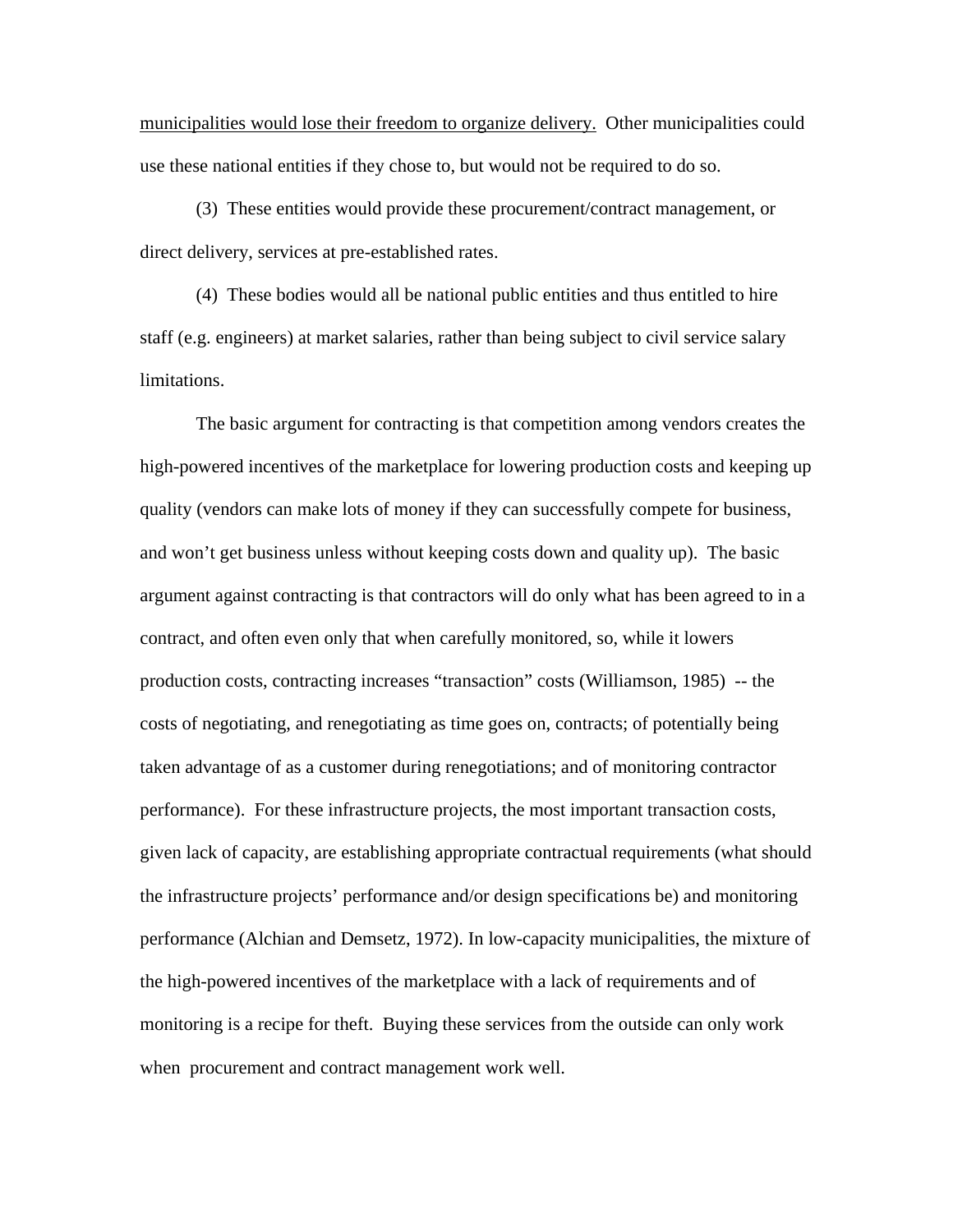<u>municipalities would lose their freedom to organize delivery.</u> Other municipalities could use these national entities if they chose to, but would not be required to do so.

(3) These entities would provide these procurement/contract management, or direct delivery, services at pre-established rates.

(4) These bodies would all be national public entities and thus entitled to hire staff (e.g. engineers) at market salaries, rather than being subject to civil service salary limitations.

The basic argument for contracting is that competition among vendors creates the high-powered incentives of the marketplace for lowering production costs and keeping up quality (vendors can make lots of money if they can successfully compete for business, and won't get business unless without keeping costs down and quality up). The basic argument against contracting is that contractors will do only what has been agreed to in a contract, and often even only that when carefully monitored, so, while it lowers production costs, contracting increases "transaction" costs (Williamson, 1985) -- the costs of negotiating, and renegotiating as time goes on, contracts; of potentially being taken advantage of as a customer during renegotiations; and of monitoring contractor performance). For these infrastructure projects, the most important transaction costs, given lack of capacity, are establishing appropriate contractual requirements (what should the infrastructure projects' performance and/or design specifications be) and monitoring performance (Alchian and Demsetz, 1972). In low-capacity municipalities, the mixture of the high-powered incentives of the marketplace with a lack of requirements and of monitoring is a recipe for theft. Buying these services from the outside can only work when procurement and contract management work well.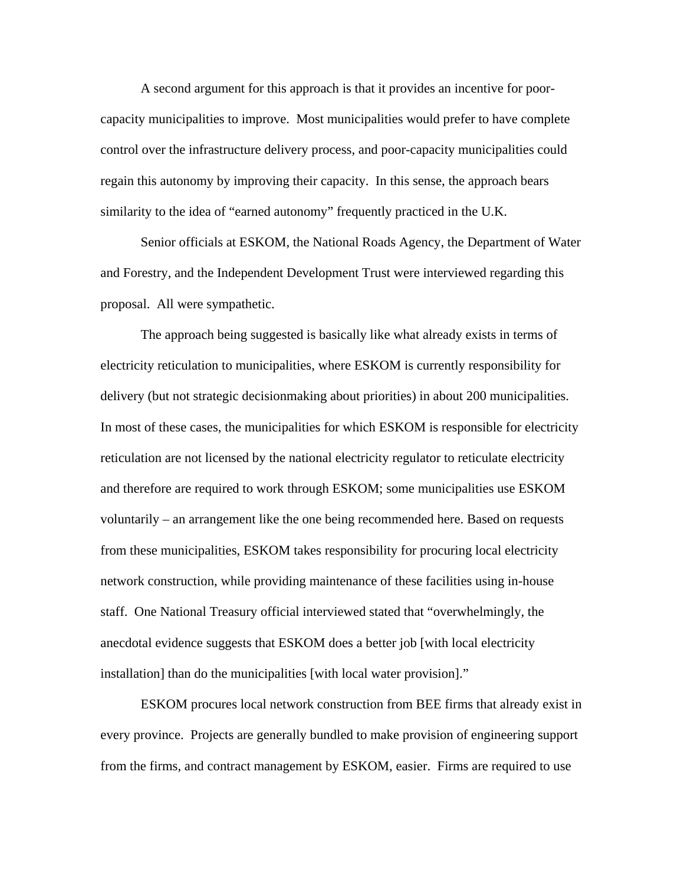A second argument for this approach is that it provides an incentive for poor-capacity municipalities to improve. Most municipalities would prefer to have complete control over the infrastructure delivery process, and poor-capacity municipalities could regain this autonomy by improving their capacity. In this sense, the approach bears similarity to the idea of "earned autonomy" frequently practiced in the U.K.

Senior officials at ESKOM, the National Roads Agency, the Department of Water and Forestry, and the Independent Development Trust were interviewed regarding this proposal. All were sympathetic.

The approach being suggested is basically like what already exists in terms of electricity reticulation to municipalities, where ESKOM is currently responsibility for delivery (but not strategic decisionmaking about priorities) in about 200 municipalities. In most of these cases, the municipalities for which ESKOM is responsible for electricity reticulation are not licensed by the national electricity regulator to reticulate electricity and therefore are required to work through ESKOM; some municipalities use ESKOM voluntarily – an arrangement like the one being recommended here. Based on requests from these municipalities, ESKOM takes responsibility for procuring local electricity network construction, while providing maintenance of these facilities using in-house staff. One National Treasury official interviewed stated that "overwhelmingly, the anecdotal evidence suggests that ESKOM does a better job [with local electricity installation] than do the municipalities [with local water provision]."

ESKOM procures local network construction from BEE firms that already exist in every province. Projects are generally bundled to make provision of engineering support from the firms, and contract management by ESKOM, easier. Firms are required to use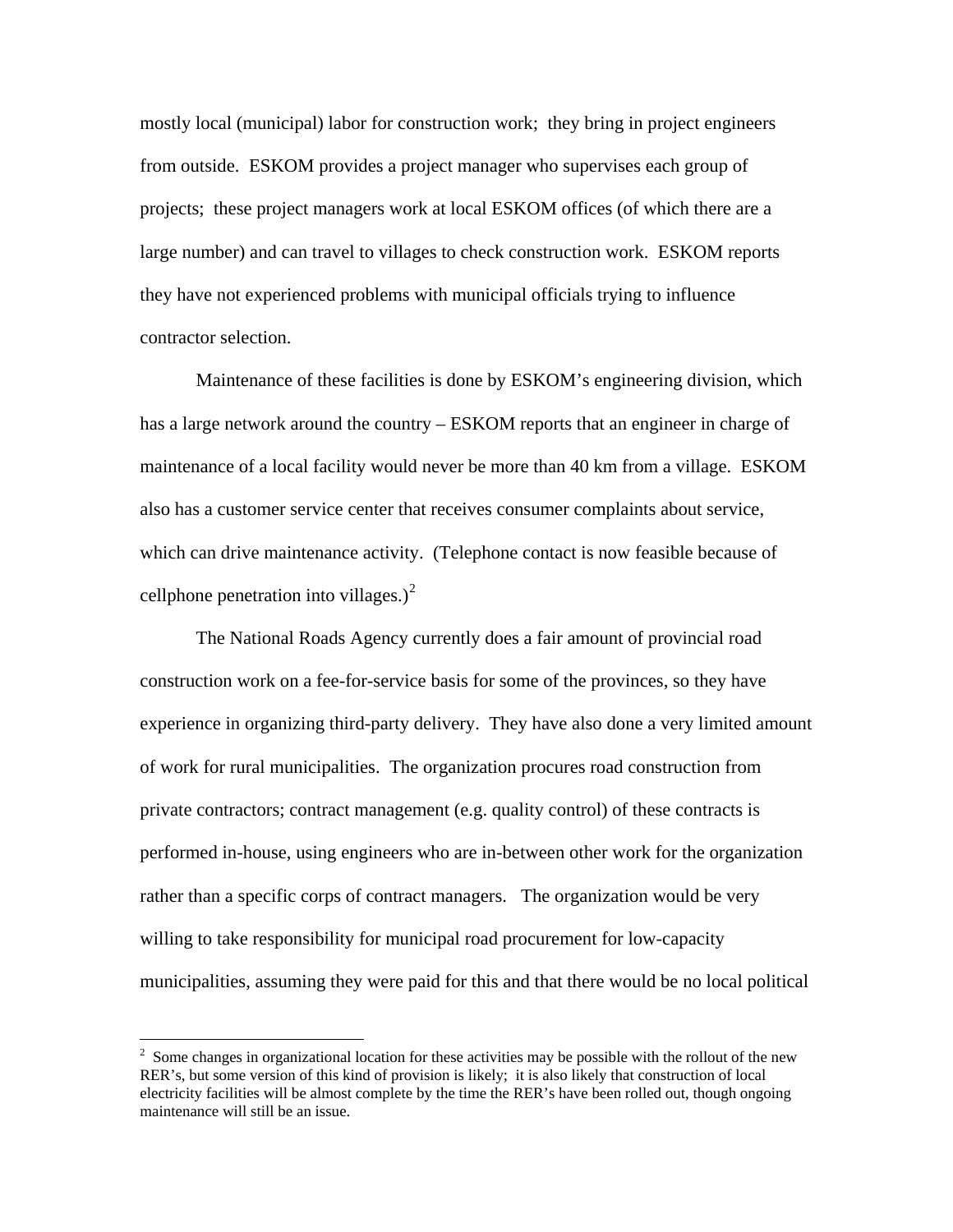mostly local (municipal) labor for construction work; they bring in project engineers from outside. ESKOM provides a project manager who supervises each group of projects; these project managers work at local ESKOM offices (of which there are a large number) and can travel to villages to check construction work. ESKOM reports they have not experienced problems with municipal officials trying to influence contractor selection.

Maintenance of these facilities is done by ESKOM's engineering division, which has a large network around the country – ESKOM reports that an engineer in charge of maintenance of a local facility would never be more than 40 km from a village. ESKOM also has a customer service center that receives consumer complaints about service, which can drive maintenance activity. (Telephone contact is now feasible because of cellphone penetration into villages.)[2]

The National Roads Agency currently does a fair amount of provincial road construction work on a fee-for-service basis for some of the provinces, so they have experience in organizing third-party delivery. They have also done a very limited amount of work for rural municipalities. The organization procures road construction from private contractors; contract management (e.g. quality control) of these contracts is performed in-house, using engineers who are in-between other work for the organization rather than a specific corps of contract managers. The organization would be very willing to take responsibility for municipal road procurement for low-capacity municipalities, assuming they were paid for this and that there would be no local political

---

[2] Some changes in organizational location for these activities may be possible with the rollout of the new RER's, but some version of this kind of provision is likely; it is also likely that construction of local electricity facilities will be almost complete by the time the RER's have been rolled out, though ongoing maintenance will still be an issue.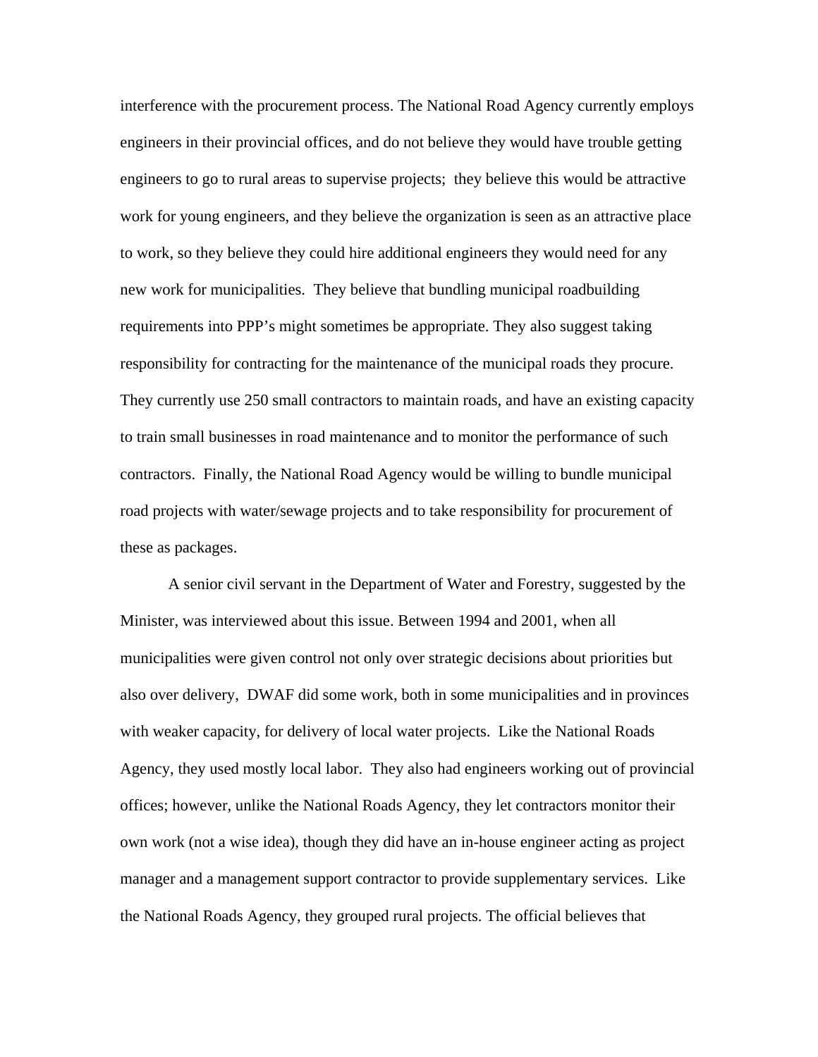interference with the procurement process. The National Road Agency currently employs engineers in their provincial offices, and do not believe they would have trouble getting engineers to go to rural areas to supervise projects; they believe this would be attractive work for young engineers, and they believe the organization is seen as an attractive place to work, so they believe they could hire additional engineers they would need for any new work for municipalities. They believe that bundling municipal roadbuilding requirements into PPP's might sometimes be appropriate. They also suggest taking responsibility for contracting for the maintenance of the municipal roads they procure. They currently use 250 small contractors to maintain roads, and have an existing capacity to train small businesses in road maintenance and to monitor the performance of such contractors. Finally, the National Road Agency would be willing to bundle municipal road projects with water/sewage projects and to take responsibility for procurement of these as packages.

A senior civil servant in the Department of Water and Forestry, suggested by the Minister, was interviewed about this issue. Between 1994 and 2001, when all municipalities were given control not only over strategic decisions about priorities but also over delivery, DWAF did some work, both in some municipalities and in provinces with weaker capacity, for delivery of local water projects. Like the National Roads Agency, they used mostly local labor. They also had engineers working out of provincial offices; however, unlike the National Roads Agency, they let contractors monitor their own work (not a wise idea), though they did have an in-house engineer acting as project manager and a management support contractor to provide supplementary services. Like the National Roads Agency, they grouped rural projects. The official believes that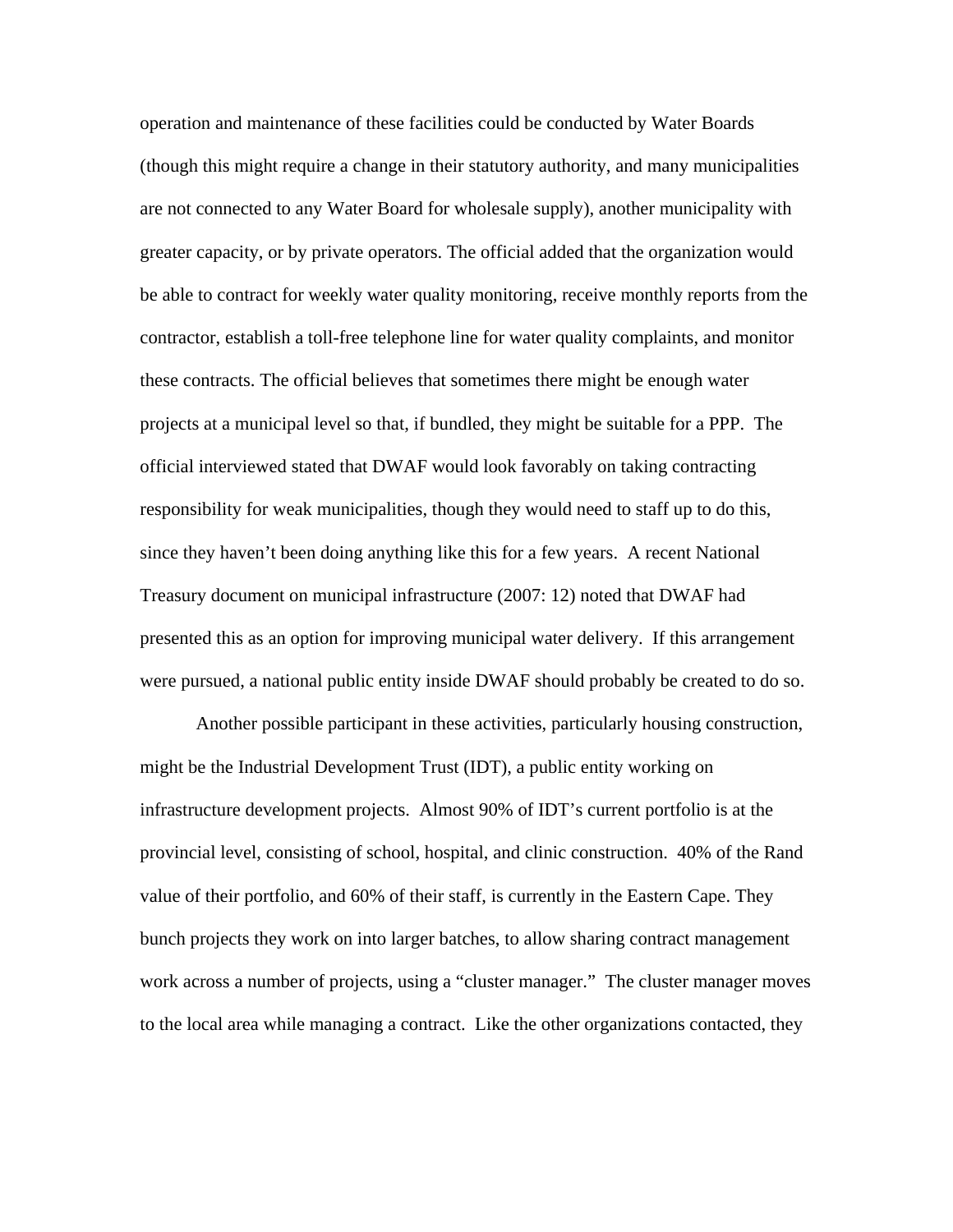operation and maintenance of these facilities could be conducted by Water Boards (though this might require a change in their statutory authority, and many municipalities are not connected to any Water Board for wholesale supply), another municipality with greater capacity, or by private operators. The official added that the organization would be able to contract for weekly water quality monitoring, receive monthly reports from the contractor, establish a toll-free telephone line for water quality complaints, and monitor these contracts. The official believes that sometimes there might be enough water projects at a municipal level so that, if bundled, they might be suitable for a PPP. The official interviewed stated that DWAF would look favorably on taking contracting responsibility for weak municipalities, though they would need to staff up to do this, since they haven't been doing anything like this for a few years. A recent National Treasury document on municipal infrastructure (2007: 12) noted that DWAF had presented this as an option for improving municipal water delivery. If this arrangement were pursued, a national public entity inside DWAF should probably be created to do so.

Another possible participant in these activities, particularly housing construction, might be the Industrial Development Trust (IDT), a public entity working on infrastructure development projects. Almost 90% of IDT's current portfolio is at the provincial level, consisting of school, hospital, and clinic construction. 40% of the Rand value of their portfolio, and 60% of their staff, is currently in the Eastern Cape. They bunch projects they work on into larger batches, to allow sharing contract management work across a number of projects, using a "cluster manager." The cluster manager moves to the local area while managing a contract. Like the other organizations contacted, they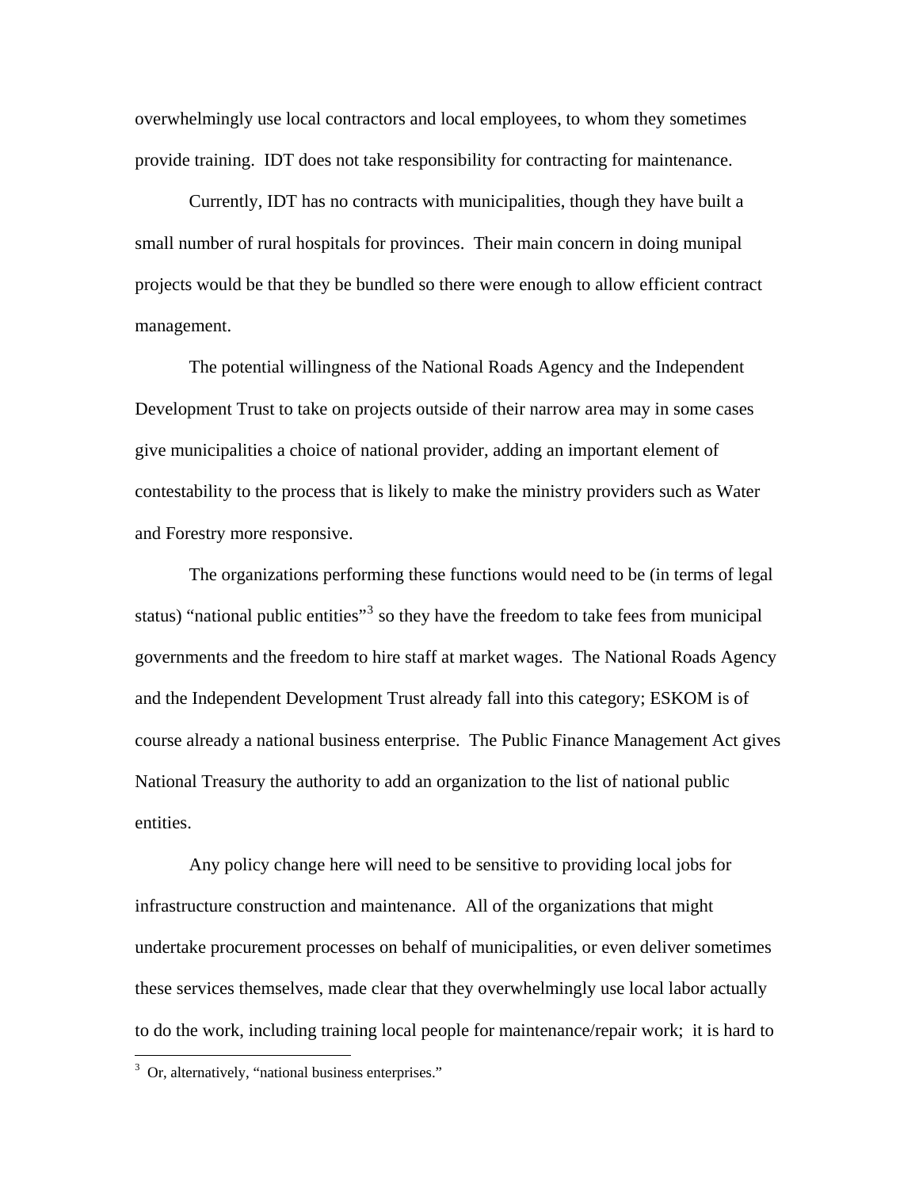overwhelmingly use local contractors and local employees, to whom they sometimes provide training. IDT does not take responsibility for contracting for maintenance.

Currently, IDT has no contracts with municipalities, though they have built a small number of rural hospitals for provinces. Their main concern in doing munipal projects would be that they be bundled so there were enough to allow efficient contract management.

The potential willingness of the National Roads Agency and the Independent Development Trust to take on projects outside of their narrow area may in some cases give municipalities a choice of national provider, adding an important element of contestability to the process that is likely to make the ministry providers such as Water and Forestry more responsive.

The organizations performing these functions would need to be (in terms of legal status) "national public entities"[3] so they have the freedom to take fees from municipal governments and the freedom to hire staff at market wages. The National Roads Agency and the Independent Development Trust already fall into this category; ESKOM is of course already a national business enterprise. The Public Finance Management Act gives National Treasury the authority to add an organization to the list of national public entities.

Any policy change here will need to be sensitive to providing local jobs for infrastructure construction and maintenance. All of the organizations that might undertake procurement processes on behalf of municipalities, or even deliver sometimes these services themselves, made clear that they overwhelmingly use local labor actually to do the work, including training local people for maintenance/repair work; it is hard to

[3] Or, alternatively, "national business enterprises."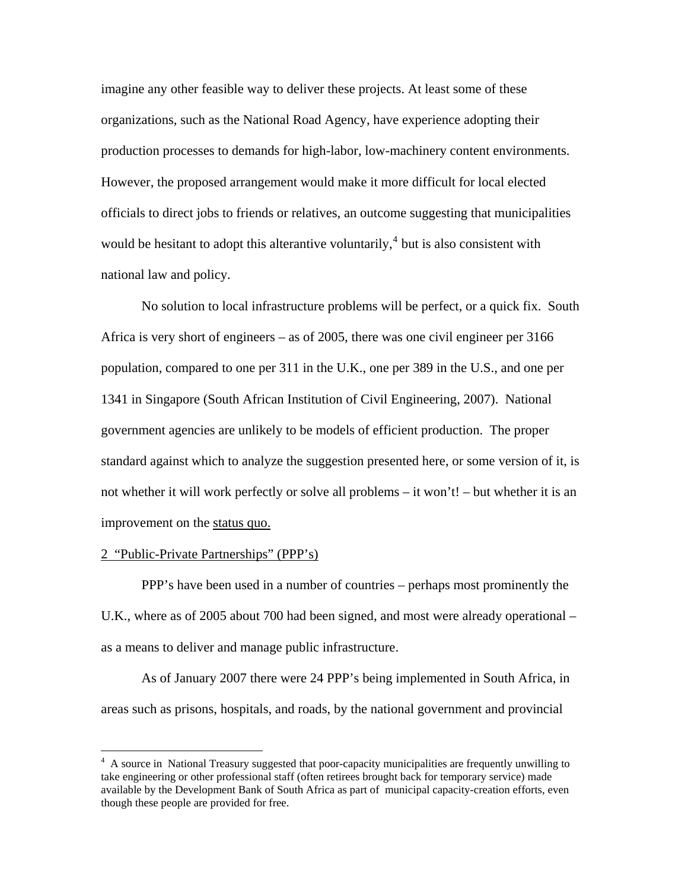imagine any other feasible way to deliver these projects. At least some of these organizations, such as the National Road Agency, have experience adopting their production processes to demands for high-labor, low-machinery content environments. However, the proposed arrangement would make it more difficult for local elected officials to direct jobs to friends or relatives, an outcome suggesting that municipalities would be hesitant to adopt this alterantive voluntarily,[4] but is also consistent with national law and policy.

No solution to local infrastructure problems will be perfect, or a quick fix. South Africa is very short of engineers – as of 2005, there was one civil engineer per 3166 population, compared to one per 311 in the U.K., one per 389 in the U.S., and one per 1341 in Singapore (South African Institution of Civil Engineering, 2007). National government agencies are unlikely to be models of efficient production. The proper standard against which to analyze the suggestion presented here, or some version of it, is not whether it will work perfectly or solve all problems – it won't! – but whether it is an improvement on the status quo.

## 2 "Public-Private Partnerships" (PPP's)

PPP's have been used in a number of countries – perhaps most prominently the U.K., where as of 2005 about 700 had been signed, and most were already operational – as a means to deliver and manage public infrastructure.

As of January 2007 there were 24 PPP's being implemented in South Africa, in areas such as prisons, hospitals, and roads, by the national government and provincial

[4] A source in National Treasury suggested that poor-capacity municipalities are frequently unwilling to take engineering or other professional staff (often retirees brought back for temporary service) made available by the Development Bank of South Africa as part of municipal capacity-creation efforts, even though these people are provided for free.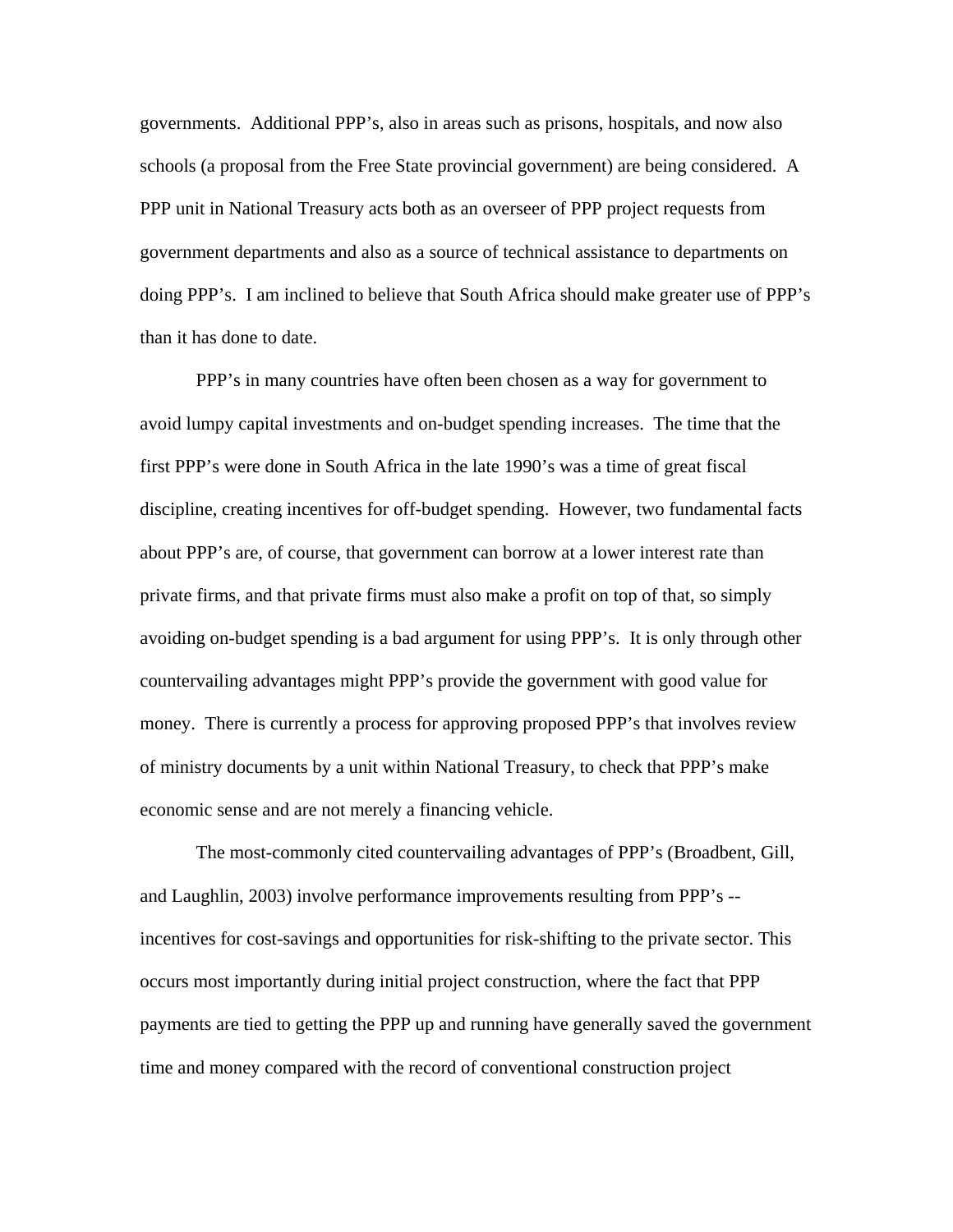governments.  Additional PPP's, also in areas such as prisons, hospitals, and now also schools (a proposal from the Free State provincial government) are being considered.  A PPP unit in National Treasury acts both as an overseer of PPP project requests from government departments and also as a source of technical assistance to departments on doing PPP's.  I am inclined to believe that South Africa should make greater use of PPP's than it has done to date.

PPP's in many countries have often been chosen as a way for government to avoid lumpy capital investments and on-budget spending increases.  The time that the first PPP's were done in South Africa in the late 1990's was a time of great fiscal discipline, creating incentives for off-budget spending.  However, two fundamental facts about PPP's are, of course, that government can borrow at a lower interest rate than private firms, and that private firms must also make a profit on top of that, so simply avoiding on-budget spending is a bad argument for using PPP's.  It is only through other countervailing advantages might PPP's provide the government with good value for money.  There is currently a process for approving proposed PPP's that involves review of ministry documents by a unit within National Treasury, to check that PPP's make economic sense and are not merely a financing vehicle.

The most-commonly cited countervailing advantages of PPP's (Broadbent, Gill, and Laughlin, 2003) involve performance improvements resulting from PPP's -- incentives for cost-savings and opportunities for risk-shifting to the private sector. This occurs most importantly during initial project construction, where the fact that PPP payments are tied to getting the PPP up and running have generally saved the government time and money compared with the record of conventional construction project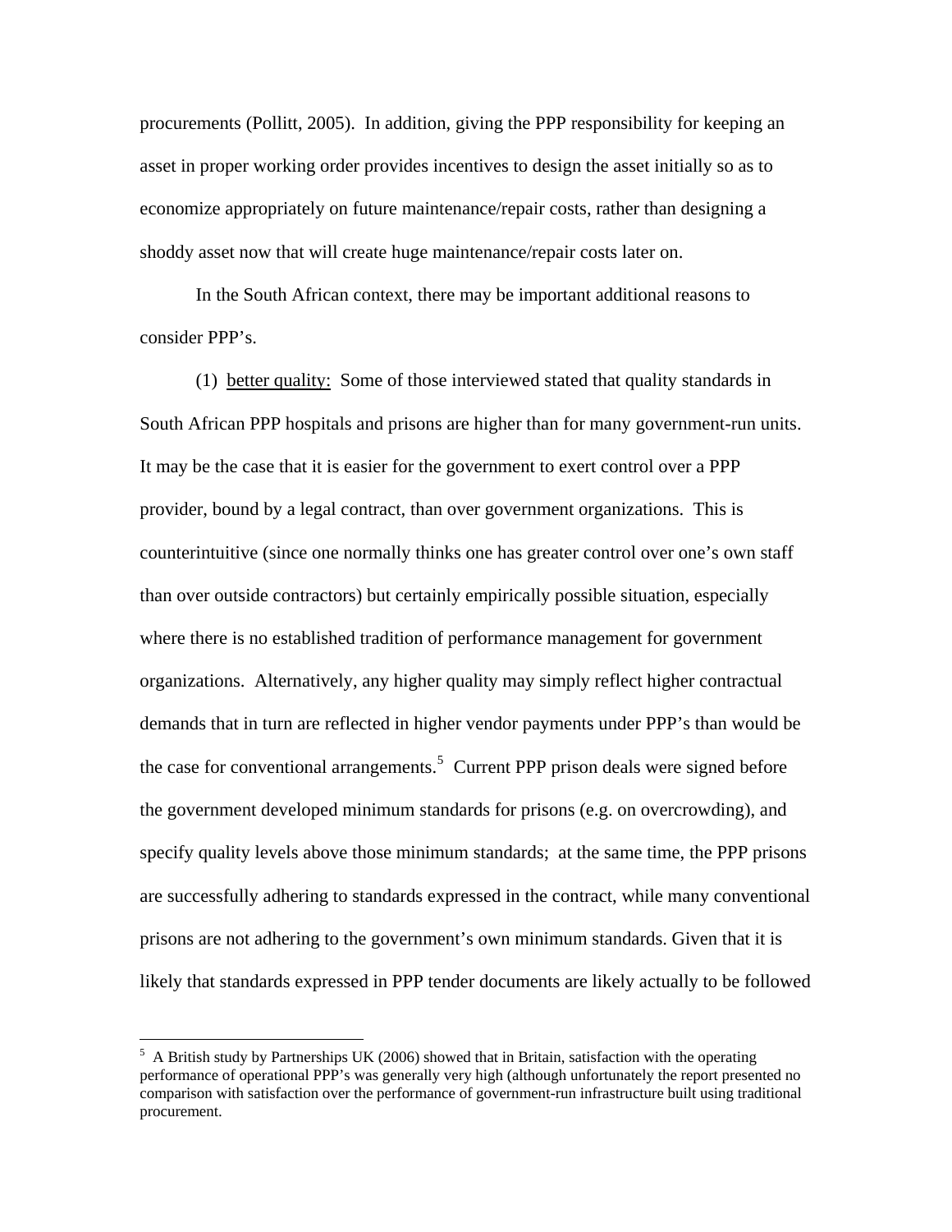procurements (Pollitt, 2005). In addition, giving the PPP responsibility for keeping an asset in proper working order provides incentives to design the asset initially so as to economize appropriately on future maintenance/repair costs, rather than designing a shoddy asset now that will create huge maintenance/repair costs later on.

In the South African context, there may be important additional reasons to consider PPP's.

(1) <u>better quality:</u> Some of those interviewed stated that quality standards in South African PPP hospitals and prisons are higher than for many government-run units. It may be the case that it is easier for the government to exert control over a PPP provider, bound by a legal contract, than over government organizations. This is counterintuitive (since one normally thinks one has greater control over one's own staff than over outside contractors) but certainly empirically possible situation, especially where there is no established tradition of performance management for government organizations. Alternatively, any higher quality may simply reflect higher contractual demands that in turn are reflected in higher vendor payments under PPP's than would be the case for conventional arrangements.[5] Current PPP prison deals were signed before the government developed minimum standards for prisons (e.g. on overcrowding), and specify quality levels above those minimum standards; at the same time, the PPP prisons are successfully adhering to standards expressed in the contract, while many conventional prisons are not adhering to the government's own minimum standards. Given that it is likely that standards expressed in PPP tender documents are likely actually to be followed

---

[5] A British study by Partnerships UK (2006) showed that in Britain, satisfaction with the operating performance of operational PPP's was generally very high (although unfortunately the report presented no comparison with satisfaction over the performance of government-run infrastructure built using traditional procurement.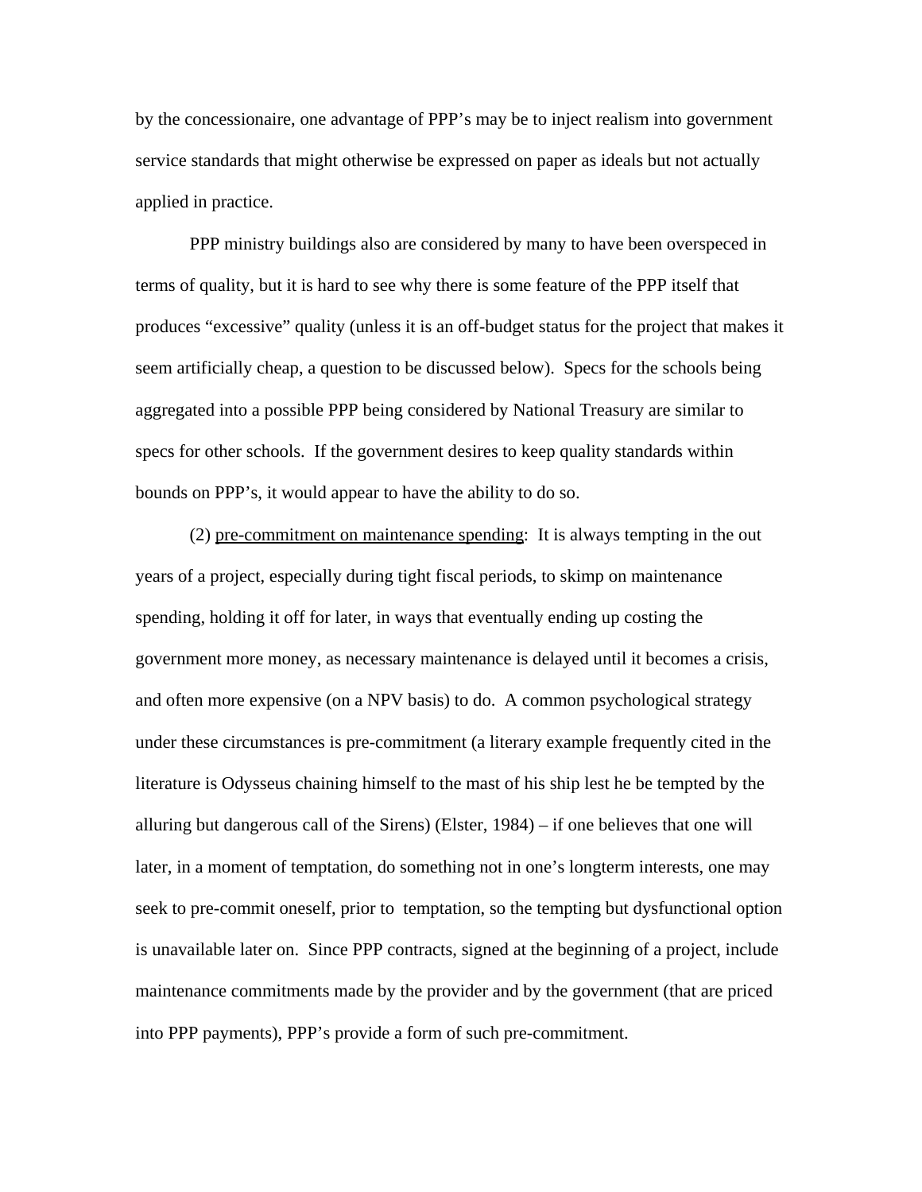by the concessionaire, one advantage of PPP's may be to inject realism into government service standards that might otherwise be expressed on paper as ideals but not actually applied in practice.

PPP ministry buildings also are considered by many to have been overspeced in terms of quality, but it is hard to see why there is some feature of the PPP itself that produces "excessive" quality (unless it is an off-budget status for the project that makes it seem artificially cheap, a question to be discussed below). Specs for the schools being aggregated into a possible PPP being considered by National Treasury are similar to specs for other schools. If the government desires to keep quality standards within bounds on PPP's, it would appear to have the ability to do so.

(2) <u>pre-commitment on maintenance spending</u>: It is always tempting in the out years of a project, especially during tight fiscal periods, to skimp on maintenance spending, holding it off for later, in ways that eventually ending up costing the government more money, as necessary maintenance is delayed until it becomes a crisis, and often more expensive (on a NPV basis) to do. A common psychological strategy under these circumstances is pre-commitment (a literary example frequently cited in the literature is Odysseus chaining himself to the mast of his ship lest he be tempted by the alluring but dangerous call of the Sirens) (Elster, 1984) – if one believes that one will later, in a moment of temptation, do something not in one's longterm interests, one may seek to pre-commit oneself, prior to temptation, so the tempting but dysfunctional option is unavailable later on. Since PPP contracts, signed at the beginning of a project, include maintenance commitments made by the provider and by the government (that are priced into PPP payments), PPP's provide a form of such pre-commitment.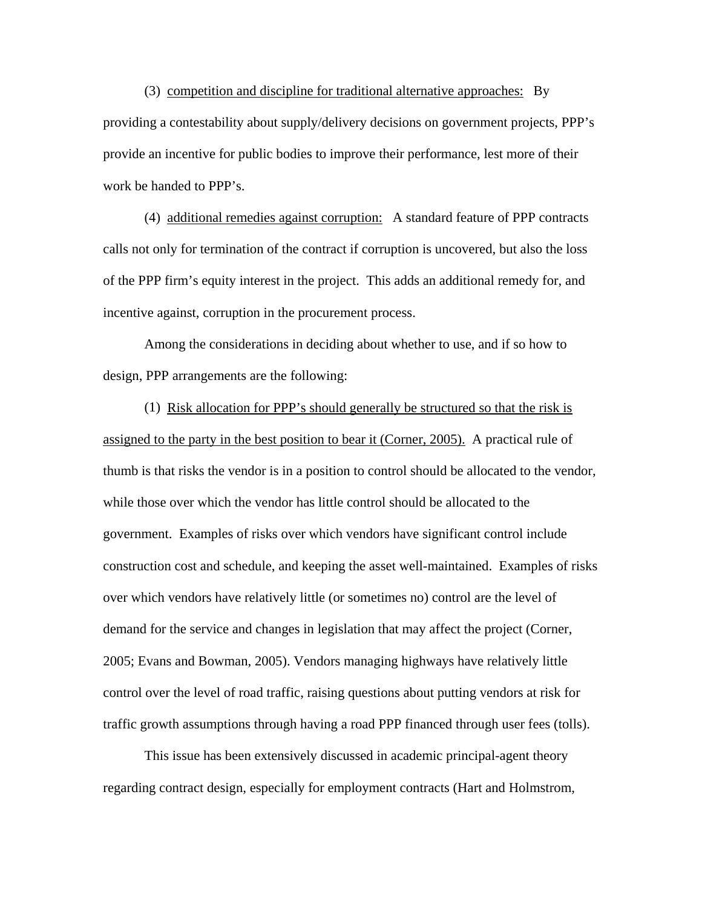(3) <u>competition and discipline for traditional alternative approaches:</u> By providing a contestability about supply/delivery decisions on government projects, PPP's provide an incentive for public bodies to improve their performance, lest more of their work be handed to PPP's.

(4) <u>additional remedies against corruption:</u> A standard feature of PPP contracts calls not only for termination of the contract if corruption is uncovered, but also the loss of the PPP firm's equity interest in the project. This adds an additional remedy for, and incentive against, corruption in the procurement process.

Among the considerations in deciding about whether to use, and if so how to design, PPP arrangements are the following:

(1) <u>Risk allocation for PPP's should generally be structured so that the risk is assigned to the party in the best position to bear it (Corner, 2005).</u> A practical rule of thumb is that risks the vendor is in a position to control should be allocated to the vendor, while those over which the vendor has little control should be allocated to the government. Examples of risks over which vendors have significant control include construction cost and schedule, and keeping the asset well-maintained. Examples of risks over which vendors have relatively little (or sometimes no) control are the level of demand for the service and changes in legislation that may affect the project (Corner, 2005; Evans and Bowman, 2005). Vendors managing highways have relatively little control over the level of road traffic, raising questions about putting vendors at risk for traffic growth assumptions through having a road PPP financed through user fees (tolls).

This issue has been extensively discussed in academic principal-agent theory regarding contract design, especially for employment contracts (Hart and Holmstrom,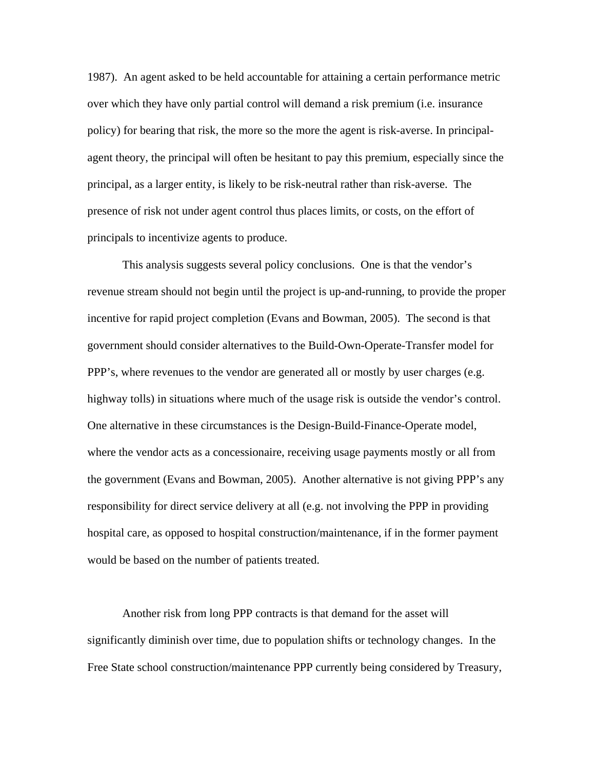1987). An agent asked to be held accountable for attaining a certain performance metric over which they have only partial control will demand a risk premium (i.e. insurance policy) for bearing that risk, the more so the more the agent is risk-averse. In principal-agent theory, the principal will often be hesitant to pay this premium, especially since the principal, as a larger entity, is likely to be risk-neutral rather than risk-averse. The presence of risk not under agent control thus places limits, or costs, on the effort of principals to incentivize agents to produce.

This analysis suggests several policy conclusions. One is that the vendor's revenue stream should not begin until the project is up-and-running, to provide the proper incentive for rapid project completion (Evans and Bowman, 2005). The second is that government should consider alternatives to the Build-Own-Operate-Transfer model for PPP's, where revenues to the vendor are generated all or mostly by user charges (e.g. highway tolls) in situations where much of the usage risk is outside the vendor's control. One alternative in these circumstances is the Design-Build-Finance-Operate model, where the vendor acts as a concessionaire, receiving usage payments mostly or all from the government (Evans and Bowman, 2005). Another alternative is not giving PPP's any responsibility for direct service delivery at all (e.g. not involving the PPP in providing hospital care, as opposed to hospital construction/maintenance, if in the former payment would be based on the number of patients treated.

Another risk from long PPP contracts is that demand for the asset will significantly diminish over time, due to population shifts or technology changes. In the Free State school construction/maintenance PPP currently being considered by Treasury,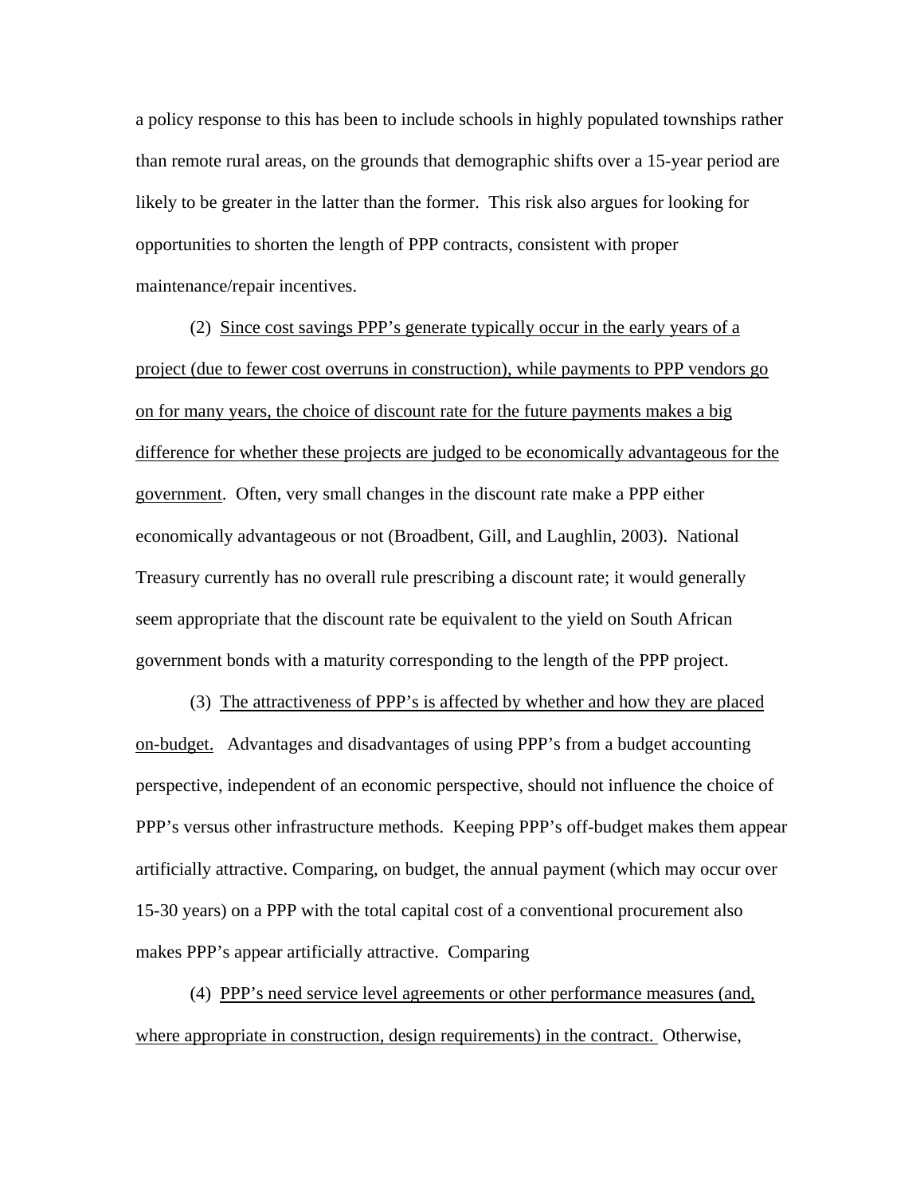a policy response to this has been to include schools in highly populated townships rather than remote rural areas, on the grounds that demographic shifts over a 15-year period are likely to be greater in the latter than the former. This risk also argues for looking for opportunities to shorten the length of PPP contracts, consistent with proper maintenance/repair incentives.

(2) <u>Since cost savings PPP's generate typically occur in the early years of a project (due to fewer cost overruns in construction), while payments to PPP vendors go on for many years, the choice of discount rate for the future payments makes a big difference for whether these projects are judged to be economically advantageous for the government</u>. Often, very small changes in the discount rate make a PPP either economically advantageous or not (Broadbent, Gill, and Laughlin, 2003). National Treasury currently has no overall rule prescribing a discount rate; it would generally seem appropriate that the discount rate be equivalent to the yield on South African government bonds with a maturity corresponding to the length of the PPP project.

(3) <u>The attractiveness of PPP's is affected by whether and how they are placed on-budget.</u> Advantages and disadvantages of using PPP's from a budget accounting perspective, independent of an economic perspective, should not influence the choice of PPP's versus other infrastructure methods. Keeping PPP's off-budget makes them appear artificially attractive. Comparing, on budget, the annual payment (which may occur over 15-30 years) on a PPP with the total capital cost of a conventional procurement also makes PPP's appear artificially attractive. Comparing

(4) <u>PPP's need service level agreements or other performance measures (and, where appropriate in construction, design requirements) in the contract.</u> Otherwise,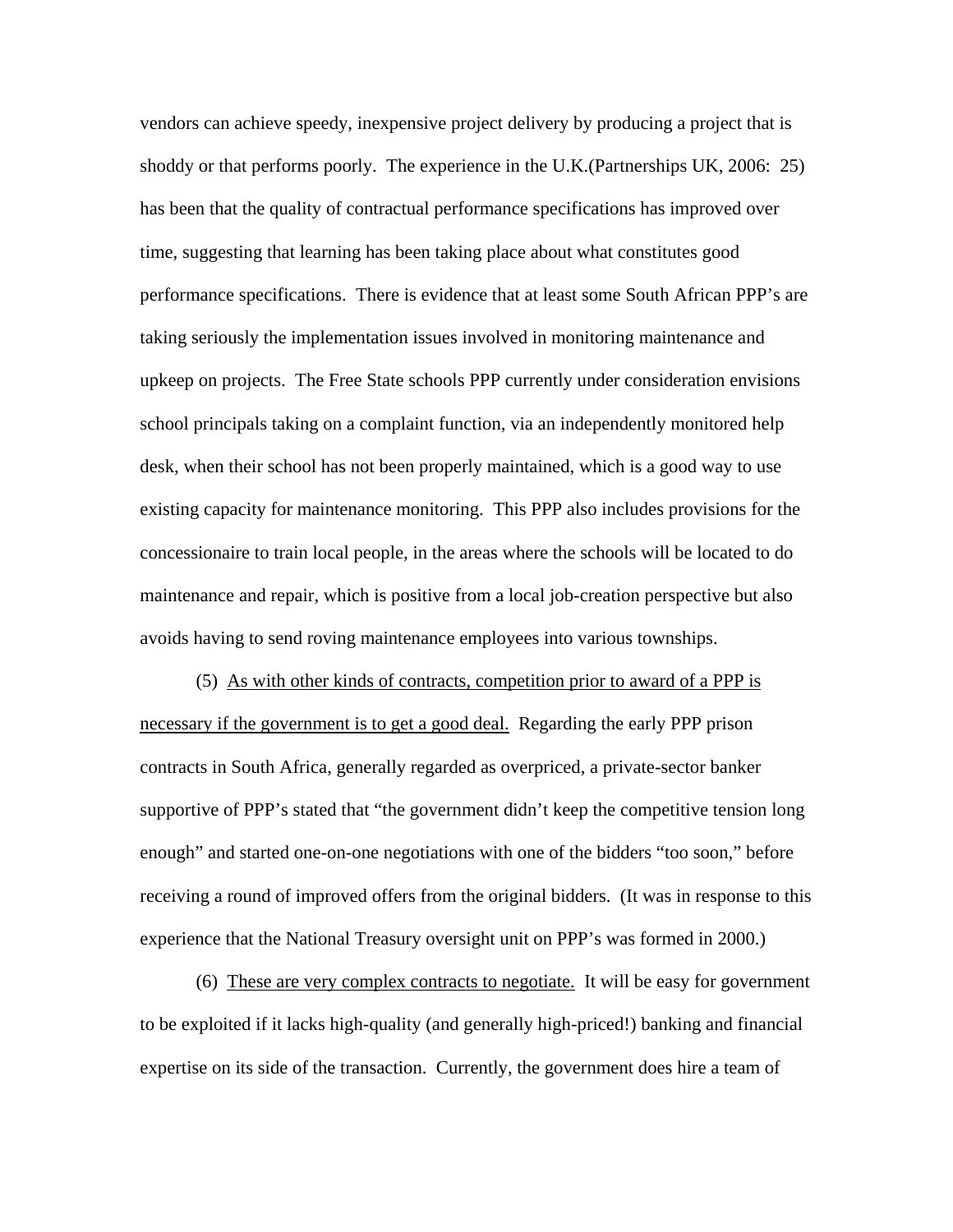vendors can achieve speedy, inexpensive project delivery by producing a project that is shoddy or that performs poorly. The experience in the U.K.(Partnerships UK, 2006: 25) has been that the quality of contractual performance specifications has improved over time, suggesting that learning has been taking place about what constitutes good performance specifications. There is evidence that at least some South African PPP's are taking seriously the implementation issues involved in monitoring maintenance and upkeep on projects. The Free State schools PPP currently under consideration envisions school principals taking on a complaint function, via an independently monitored help desk, when their school has not been properly maintained, which is a good way to use existing capacity for maintenance monitoring. This PPP also includes provisions for the concessionaire to train local people, in the areas where the schools will be located to do maintenance and repair, which is positive from a local job-creation perspective but also avoids having to send roving maintenance employees into various townships.

(5) <u>As with other kinds of contracts, competition prior to award of a PPP is necessary if the government is to get a good deal.</u> Regarding the early PPP prison contracts in South Africa, generally regarded as overpriced, a private-sector banker supportive of PPP's stated that "the government didn't keep the competitive tension long enough" and started one-on-one negotiations with one of the bidders "too soon," before receiving a round of improved offers from the original bidders. (It was in response to this experience that the National Treasury oversight unit on PPP's was formed in 2000.)

(6) <u>These are very complex contracts to negotiate.</u> It will be easy for government to be exploited if it lacks high-quality (and generally high-priced!) banking and financial expertise on its side of the transaction. Currently, the government does hire a team of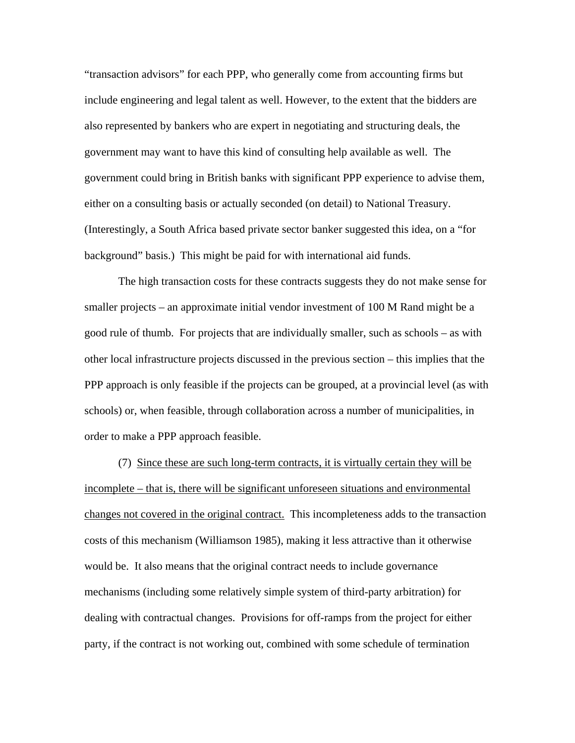"transaction advisors" for each PPP, who generally come from accounting firms but include engineering and legal talent as well. However, to the extent that the bidders are also represented by bankers who are expert in negotiating and structuring deals, the government may want to have this kind of consulting help available as well. The government could bring in British banks with significant PPP experience to advise them, either on a consulting basis or actually seconded (on detail) to National Treasury. (Interestingly, a South Africa based private sector banker suggested this idea, on a "for background" basis.) This might be paid for with international aid funds.

The high transaction costs for these contracts suggests they do not make sense for smaller projects – an approximate initial vendor investment of 100 M Rand might be a good rule of thumb. For projects that are individually smaller, such as schools – as with other local infrastructure projects discussed in the previous section – this implies that the PPP approach is only feasible if the projects can be grouped, at a provincial level (as with schools) or, when feasible, through collaboration across a number of municipalities, in order to make a PPP approach feasible.

(7) <u>Since these are such long-term contracts, it is virtually certain they will be incomplete – that is, there will be significant unforeseen situations and environmental changes not covered in the original contract.</u> This incompleteness adds to the transaction costs of this mechanism (Williamson 1985), making it less attractive than it otherwise would be. It also means that the original contract needs to include governance mechanisms (including some relatively simple system of third-party arbitration) for dealing with contractual changes. Provisions for off-ramps from the project for either party, if the contract is not working out, combined with some schedule of termination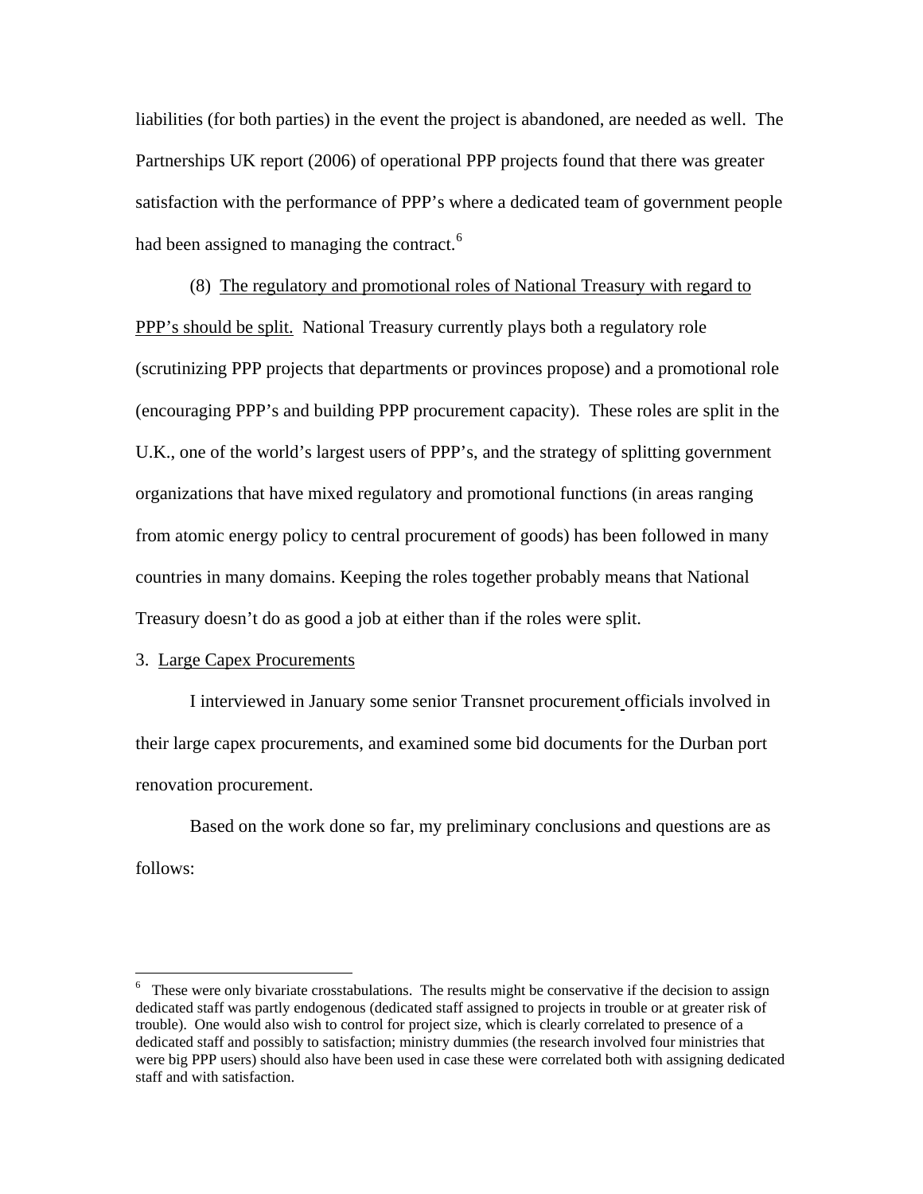liabilities (for both parties) in the event the project is abandoned, are needed as well. The Partnerships UK report (2006) of operational PPP projects found that there was greater satisfaction with the performance of PPP's where a dedicated team of government people had been assigned to managing the contract.[6]

(8) <u>The regulatory and promotional roles of National Treasury with regard to PPP's should be split.</u> National Treasury currently plays both a regulatory role (scrutinizing PPP projects that departments or provinces propose) and a promotional role (encouraging PPP's and building PPP procurement capacity). These roles are split in the U.K., one of the world's largest users of PPP's, and the strategy of splitting government organizations that have mixed regulatory and promotional functions (in areas ranging from atomic energy policy to central procurement of goods) has been followed in many countries in many domains. Keeping the roles together probably means that National Treasury doesn't do as good a job at either than if the roles were split.

3. <u>Large Capex Procurements</u>

I interviewed in January some senior Transnet procurement officials involved in their large capex procurements, and examined some bid documents for the Durban port renovation procurement.

Based on the work done so far, my preliminary conclusions and questions are as follows:

---

[6] These were only bivariate crosstabulations. The results might be conservative if the decision to assign dedicated staff was partly endogenous (dedicated staff assigned to projects in trouble or at greater risk of trouble). One would also wish to control for project size, which is clearly correlated to presence of a dedicated staff and possibly to satisfaction; ministry dummies (the research involved four ministries that were big PPP users) should also have been used in case these were correlated both with assigning dedicated staff and with satisfaction.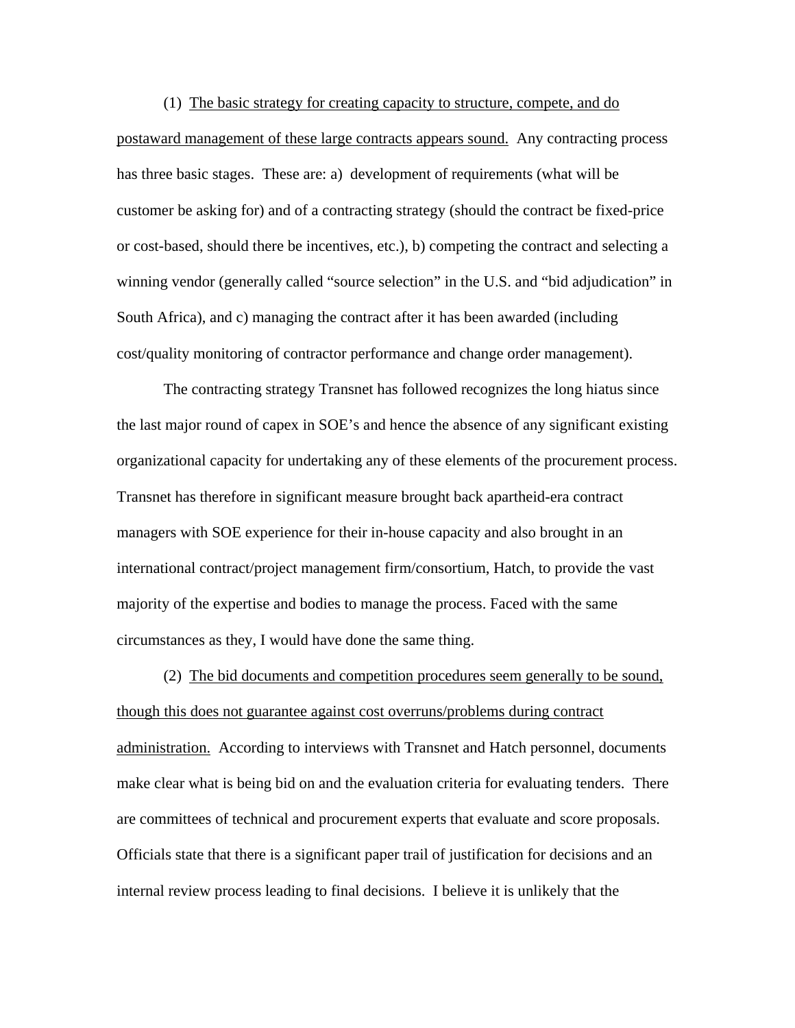(1) <u>The basic strategy for creating capacity to structure, compete, and do postaward management of these large contracts appears sound.</u> Any contracting process has three basic stages. These are: a) development of requirements (what will be customer be asking for) and of a contracting strategy (should the contract be fixed-price or cost-based, should there be incentives, etc.), b) competing the contract and selecting a winning vendor (generally called "source selection" in the U.S. and "bid adjudication" in South Africa), and c) managing the contract after it has been awarded (including cost/quality monitoring of contractor performance and change order management).

The contracting strategy Transnet has followed recognizes the long hiatus since the last major round of capex in SOE's and hence the absence of any significant existing organizational capacity for undertaking any of these elements of the procurement process. Transnet has therefore in significant measure brought back apartheid-era contract managers with SOE experience for their in-house capacity and also brought in an international contract/project management firm/consortium, Hatch, to provide the vast majority of the expertise and bodies to manage the process. Faced with the same circumstances as they, I would have done the same thing.

(2) <u>The bid documents and competition procedures seem generally to be sound, though this does not guarantee against cost overruns/problems during contract administration.</u> According to interviews with Transnet and Hatch personnel, documents make clear what is being bid on and the evaluation criteria for evaluating tenders. There are committees of technical and procurement experts that evaluate and score proposals. Officials state that there is a significant paper trail of justification for decisions and an internal review process leading to final decisions. I believe it is unlikely that the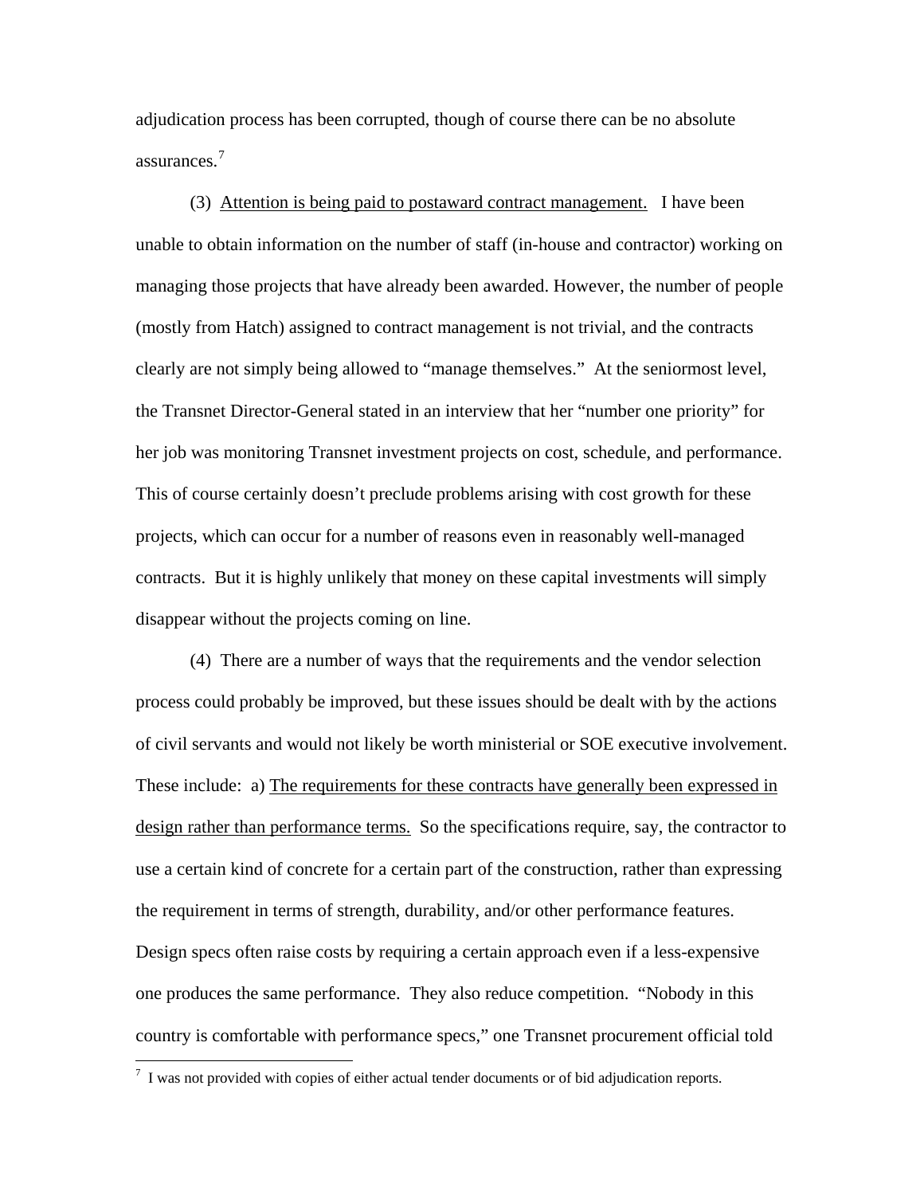adjudication process has been corrupted, though of course there can be no absolute assurances.[7]

(3) <u>Attention is being paid to postaward contract management.</u> I have been unable to obtain information on the number of staff (in-house and contractor) working on managing those projects that have already been awarded. However, the number of people (mostly from Hatch) assigned to contract management is not trivial, and the contracts clearly are not simply being allowed to "manage themselves." At the seniormost level, the Transnet Director-General stated in an interview that her "number one priority" for her job was monitoring Transnet investment projects on cost, schedule, and performance. This of course certainly doesn't preclude problems arising with cost growth for these projects, which can occur for a number of reasons even in reasonably well-managed contracts. But it is highly unlikely that money on these capital investments will simply disappear without the projects coming on line.

(4) There are a number of ways that the requirements and the vendor selection process could probably be improved, but these issues should be dealt with by the actions of civil servants and would not likely be worth ministerial or SOE executive involvement. These include: a) <u>The requirements for these contracts have generally been expressed in design rather than performance terms.</u> So the specifications require, say, the contractor to use a certain kind of concrete for a certain part of the construction, rather than expressing the requirement in terms of strength, durability, and/or other performance features. Design specs often raise costs by requiring a certain approach even if a less-expensive one produces the same performance. They also reduce competition. "Nobody in this country is comfortable with performance specs," one Transnet procurement official told

[7] I was not provided with copies of either actual tender documents or of bid adjudication reports.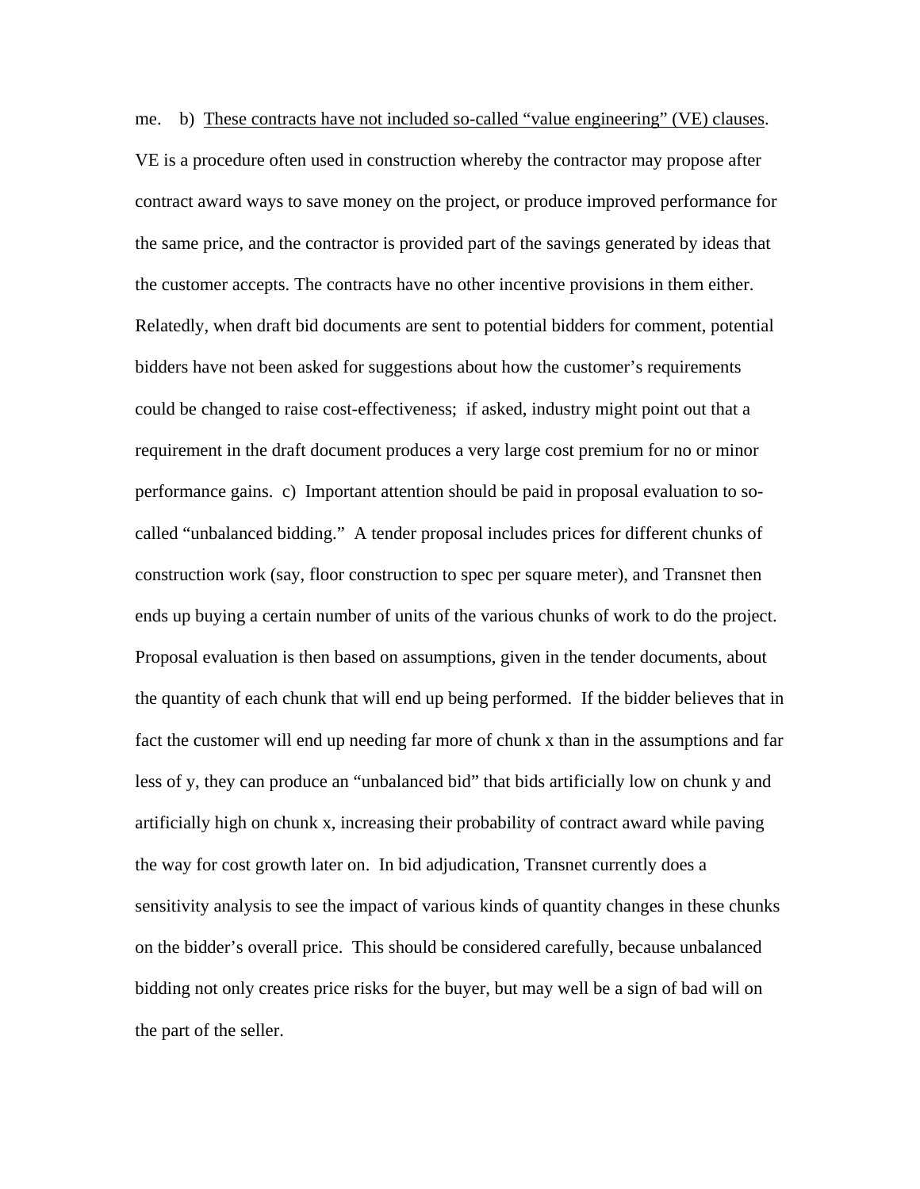me. b) <u>These contracts have not included so-called "value engineering" (VE) clauses</u>. VE is a procedure often used in construction whereby the contractor may propose after contract award ways to save money on the project, or produce improved performance for the same price, and the contractor is provided part of the savings generated by ideas that the customer accepts. The contracts have no other incentive provisions in them either. Relatedly, when draft bid documents are sent to potential bidders for comment, potential bidders have not been asked for suggestions about how the customer's requirements could be changed to raise cost-effectiveness; if asked, industry might point out that a requirement in the draft document produces a very large cost premium for no or minor performance gains. c) Important attention should be paid in proposal evaluation to so-called "unbalanced bidding." A tender proposal includes prices for different chunks of construction work (say, floor construction to spec per square meter), and Transnet then ends up buying a certain number of units of the various chunks of work to do the project. Proposal evaluation is then based on assumptions, given in the tender documents, about the quantity of each chunk that will end up being performed. If the bidder believes that in fact the customer will end up needing far more of chunk x than in the assumptions and far less of y, they can produce an "unbalanced bid" that bids artificially low on chunk y and artificially high on chunk x, increasing their probability of contract award while paving the way for cost growth later on. In bid adjudication, Transnet currently does a sensitivity analysis to see the impact of various kinds of quantity changes in these chunks on the bidder's overall price. This should be considered carefully, because unbalanced bidding not only creates price risks for the buyer, but may well be a sign of bad will on the part of the seller.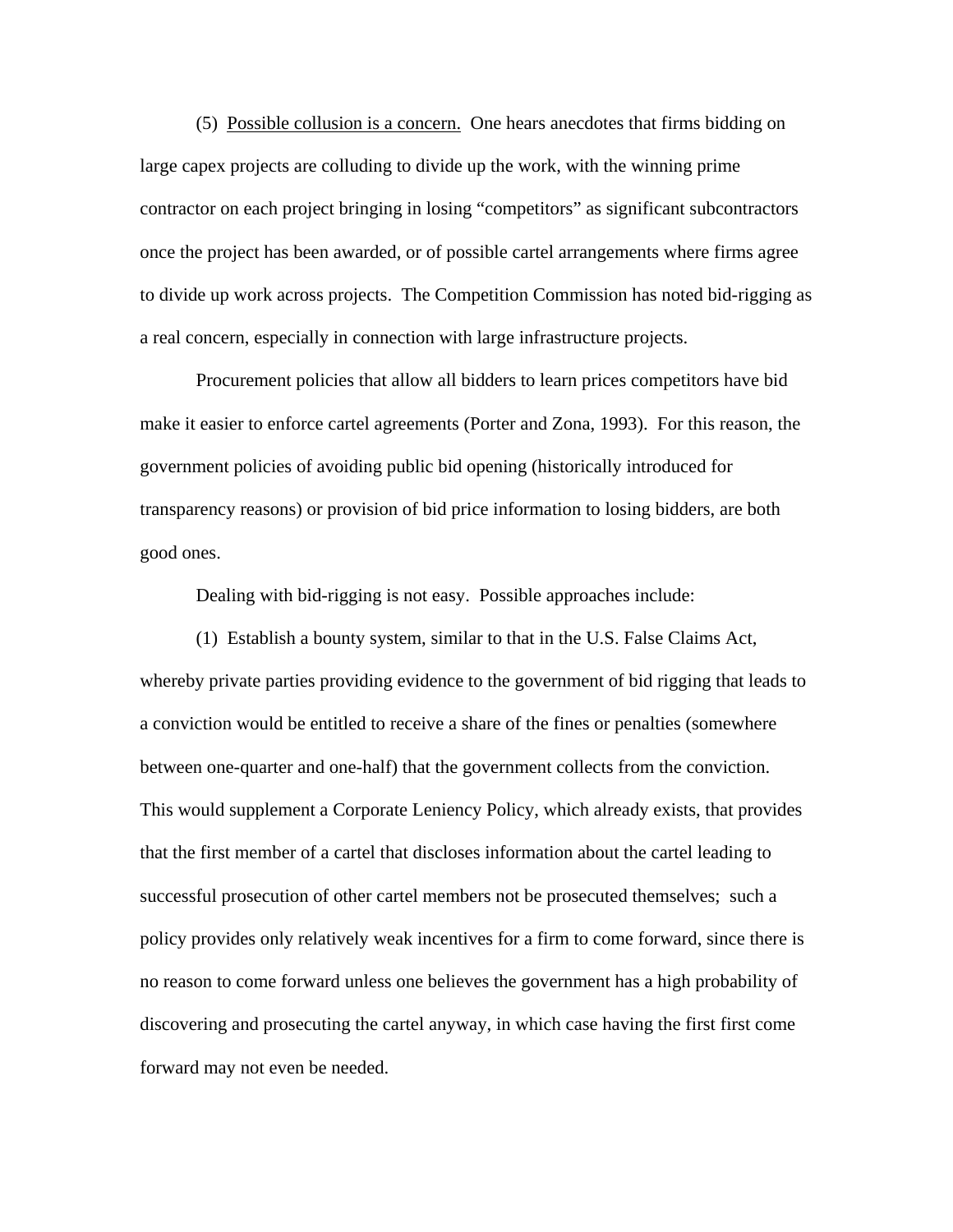(5) <u>Possible collusion is a concern.</u> One hears anecdotes that firms bidding on large capex projects are colluding to divide up the work, with the winning prime contractor on each project bringing in losing "competitors" as significant subcontractors once the project has been awarded, or of possible cartel arrangements where firms agree to divide up work across projects. The Competition Commission has noted bid-rigging as a real concern, especially in connection with large infrastructure projects.

Procurement policies that allow all bidders to learn prices competitors have bid make it easier to enforce cartel agreements (Porter and Zona, 1993). For this reason, the government policies of avoiding public bid opening (historically introduced for transparency reasons) or provision of bid price information to losing bidders, are both good ones.

Dealing with bid-rigging is not easy. Possible approaches include:

(1) Establish a bounty system, similar to that in the U.S. False Claims Act, whereby private parties providing evidence to the government of bid rigging that leads to a conviction would be entitled to receive a share of the fines or penalties (somewhere between one-quarter and one-half) that the government collects from the conviction. This would supplement a Corporate Leniency Policy, which already exists, that provides that the first member of a cartel that discloses information about the cartel leading to successful prosecution of other cartel members not be prosecuted themselves; such a policy provides only relatively weak incentives for a firm to come forward, since there is no reason to come forward unless one believes the government has a high probability of discovering and prosecuting the cartel anyway, in which case having the first first come forward may not even be needed.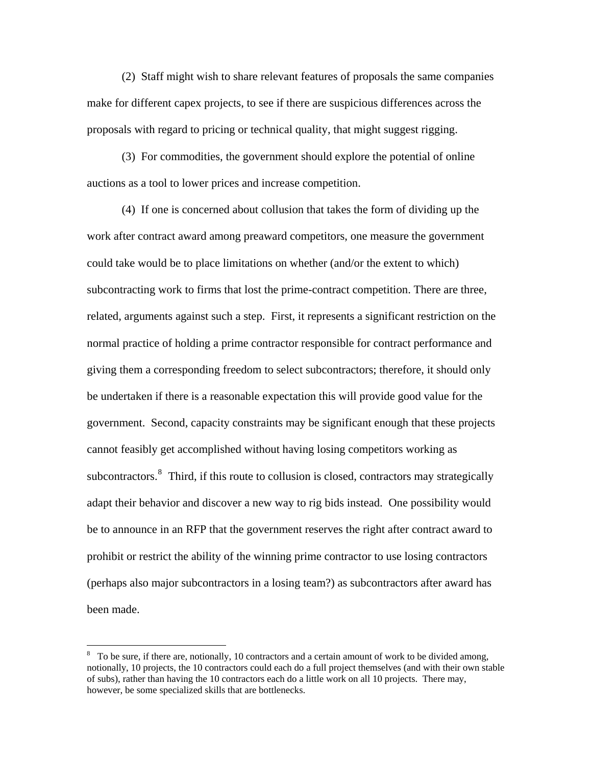(2) Staff might wish to share relevant features of proposals the same companies make for different capex projects, to see if there are suspicious differences across the proposals with regard to pricing or technical quality, that might suggest rigging.

(3) For commodities, the government should explore the potential of online auctions as a tool to lower prices and increase competition.

(4) If one is concerned about collusion that takes the form of dividing up the work after contract award among preaward competitors, one measure the government could take would be to place limitations on whether (and/or the extent to which) subcontracting work to firms that lost the prime-contract competition. There are three, related, arguments against such a step. First, it represents a significant restriction on the normal practice of holding a prime contractor responsible for contract performance and giving them a corresponding freedom to select subcontractors; therefore, it should only be undertaken if there is a reasonable expectation this will provide good value for the government. Second, capacity constraints may be significant enough that these projects cannot feasibly get accomplished without having losing competitors working as subcontractors.[8] Third, if this route to collusion is closed, contractors may strategically adapt their behavior and discover a new way to rig bids instead. One possibility would be to announce in an RFP that the government reserves the right after contract award to prohibit or restrict the ability of the winning prime contractor to use losing contractors (perhaps also major subcontractors in a losing team?) as subcontractors after award has been made.

---

[8] To be sure, if there are, notionally, 10 contractors and a certain amount of work to be divided among, notionally, 10 projects, the 10 contractors could each do a full project themselves (and with their own stable of subs), rather than having the 10 contractors each do a little work on all 10 projects. There may, however, be some specialized skills that are bottlenecks.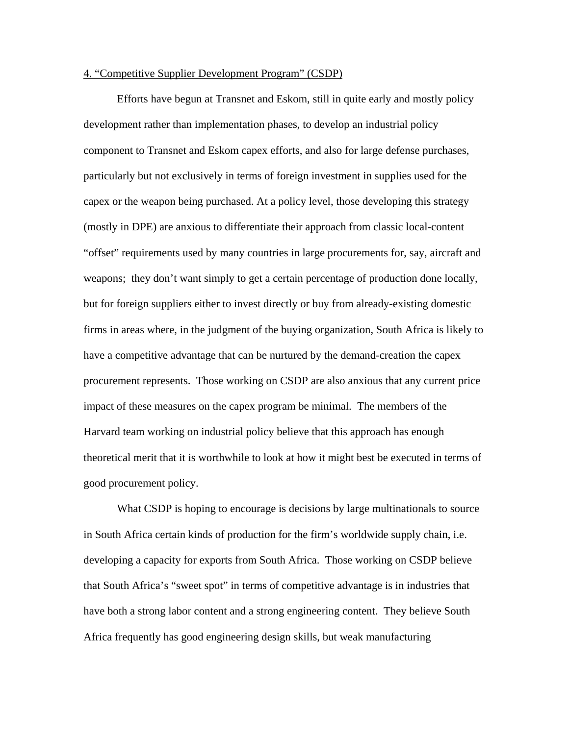4. “Competitive Supplier Development Program” (CSDP)

Efforts have begun at Transnet and Eskom, still in quite early and mostly policy development rather than implementation phases, to develop an industrial policy component to Transnet and Eskom capex efforts, and also for large defense purchases, particularly but not exclusively in terms of foreign investment in supplies used for the capex or the weapon being purchased. At a policy level, those developing this strategy (mostly in DPE) are anxious to differentiate their approach from classic local-content “offset” requirements used by many countries in large procurements for, say, aircraft and weapons; they don’t want simply to get a certain percentage of production done locally, but for foreign suppliers either to invest directly or buy from already-existing domestic firms in areas where, in the judgment of the buying organization, South Africa is likely to have a competitive advantage that can be nurtured by the demand-creation the capex procurement represents. Those working on CSDP are also anxious that any current price impact of these measures on the capex program be minimal. The members of the Harvard team working on industrial policy believe that this approach has enough theoretical merit that it is worthwhile to look at how it might best be executed in terms of good procurement policy.

What CSDP is hoping to encourage is decisions by large multinationals to source in South Africa certain kinds of production for the firm’s worldwide supply chain, i.e. developing a capacity for exports from South Africa. Those working on CSDP believe that South Africa’s “sweet spot” in terms of competitive advantage is in industries that have both a strong labor content and a strong engineering content. They believe South Africa frequently has good engineering design skills, but weak manufacturing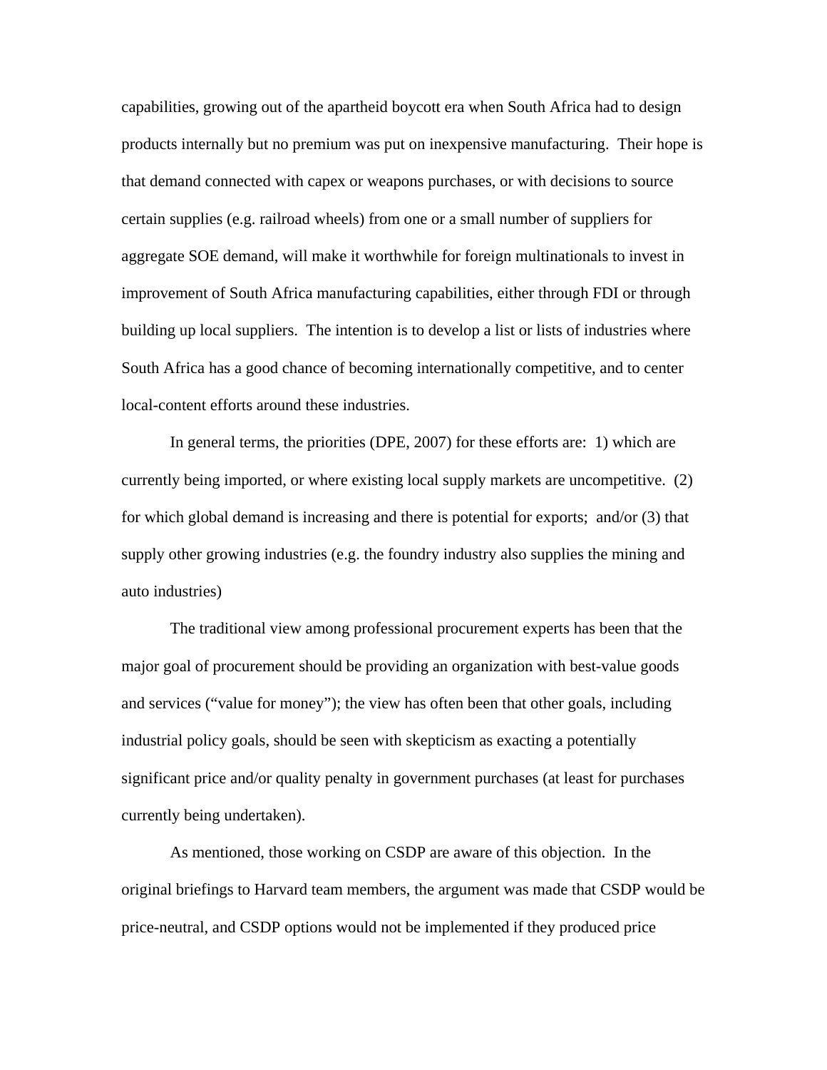capabilities, growing out of the apartheid boycott era when South Africa had to design products internally but no premium was put on inexpensive manufacturing. Their hope is that demand connected with capex or weapons purchases, or with decisions to source certain supplies (e.g. railroad wheels) from one or a small number of suppliers for aggregate SOE demand, will make it worthwhile for foreign multinationals to invest in improvement of South Africa manufacturing capabilities, either through FDI or through building up local suppliers. The intention is to develop a list or lists of industries where South Africa has a good chance of becoming internationally competitive, and to center local-content efforts around these industries.

In general terms, the priorities (DPE, 2007) for these efforts are: 1) which are currently being imported, or where existing local supply markets are uncompetitive. (2) for which global demand is increasing and there is potential for exports; and/or (3) that supply other growing industries (e.g. the foundry industry also supplies the mining and auto industries)

The traditional view among professional procurement experts has been that the major goal of procurement should be providing an organization with best-value goods and services ("value for money"); the view has often been that other goals, including industrial policy goals, should be seen with skepticism as exacting a potentially significant price and/or quality penalty in government purchases (at least for purchases currently being undertaken).

As mentioned, those working on CSDP are aware of this objection. In the original briefings to Harvard team members, the argument was made that CSDP would be price-neutral, and CSDP options would not be implemented if they produced price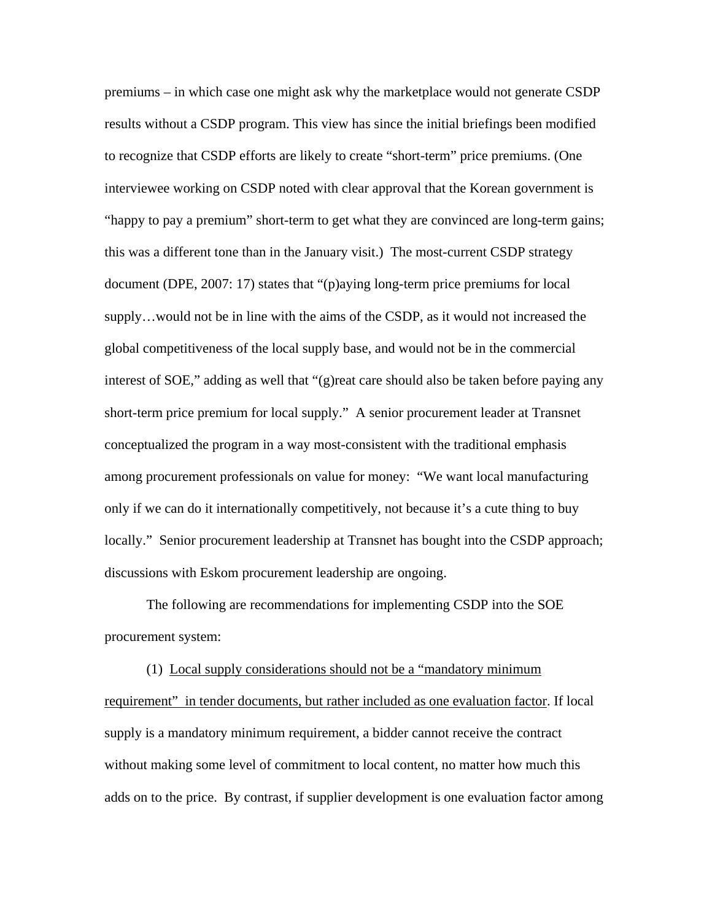premiums – in which case one might ask why the marketplace would not generate CSDP results without a CSDP program. This view has since the initial briefings been modified to recognize that CSDP efforts are likely to create "short-term" price premiums. (One interviewee working on CSDP noted with clear approval that the Korean government is "happy to pay a premium" short-term to get what they are convinced are long-term gains; this was a different tone than in the January visit.) The most-current CSDP strategy document (DPE, 2007: 17) states that "(p)aying long-term price premiums for local supply…would not be in line with the aims of the CSDP, as it would not increased the global competitiveness of the local supply base, and would not be in the commercial interest of SOE," adding as well that "(g)reat care should also be taken before paying any short-term price premium for local supply." A senior procurement leader at Transnet conceptualized the program in a way most-consistent with the traditional emphasis among procurement professionals on value for money: "We want local manufacturing only if we can do it internationally competitively, not because it's a cute thing to buy locally." Senior procurement leadership at Transnet has bought into the CSDP approach; discussions with Eskom procurement leadership are ongoing.

The following are recommendations for implementing CSDP into the SOE procurement system:

(1) <u>Local supply considerations should not be a "mandatory minimum requirement" in tender documents, but rather included as one evaluation factor</u>. If local supply is a mandatory minimum requirement, a bidder cannot receive the contract without making some level of commitment to local content, no matter how much this adds on to the price. By contrast, if supplier development is one evaluation factor among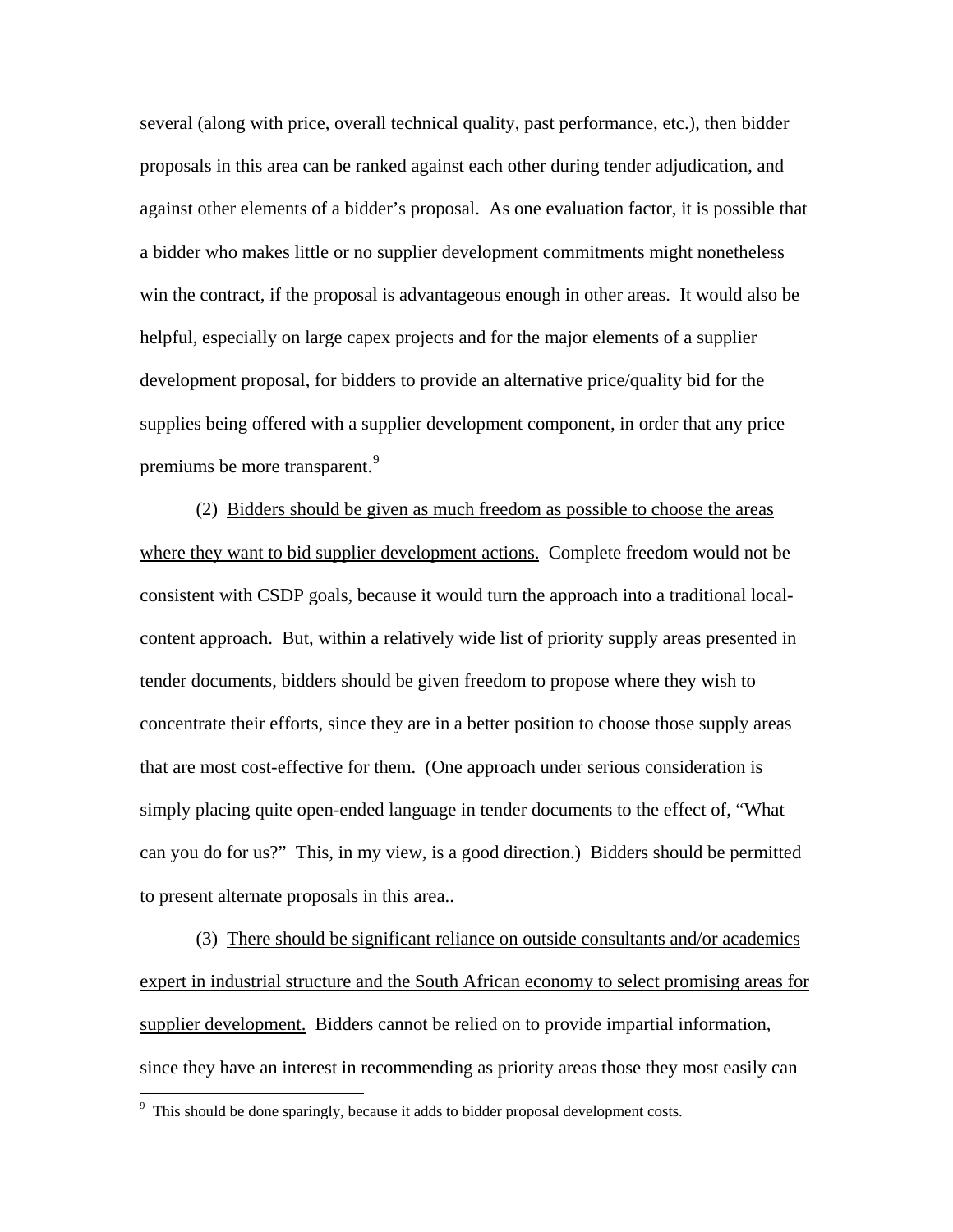several (along with price, overall technical quality, past performance, etc.), then bidder proposals in this area can be ranked against each other during tender adjudication, and against other elements of a bidder's proposal. As one evaluation factor, it is possible that a bidder who makes little or no supplier development commitments might nonetheless win the contract, if the proposal is advantageous enough in other areas. It would also be helpful, especially on large capex projects and for the major elements of a supplier development proposal, for bidders to provide an alternative price/quality bid for the supplies being offered with a supplier development component, in order that any price premiums be more transparent.[9]

(2) <u>Bidders should be given as much freedom as possible to choose the areas where they want to bid supplier development actions.</u> Complete freedom would not be consistent with CSDP goals, because it would turn the approach into a traditional local-content approach. But, within a relatively wide list of priority supply areas presented in tender documents, bidders should be given freedom to propose where they wish to concentrate their efforts, since they are in a better position to choose those supply areas that are most cost-effective for them. (One approach under serious consideration is simply placing quite open-ended language in tender documents to the effect of, "What can you do for us?" This, in my view, is a good direction.) Bidders should be permitted to present alternate proposals in this area..

(3) <u>There should be significant reliance on outside consultants and/or academics expert in industrial structure and the South African economy to select promising areas for supplier development.</u> Bidders cannot be relied on to provide impartial information, since they have an interest in recommending as priority areas those they most easily can

[9] This should be done sparingly, because it adds to bidder proposal development costs.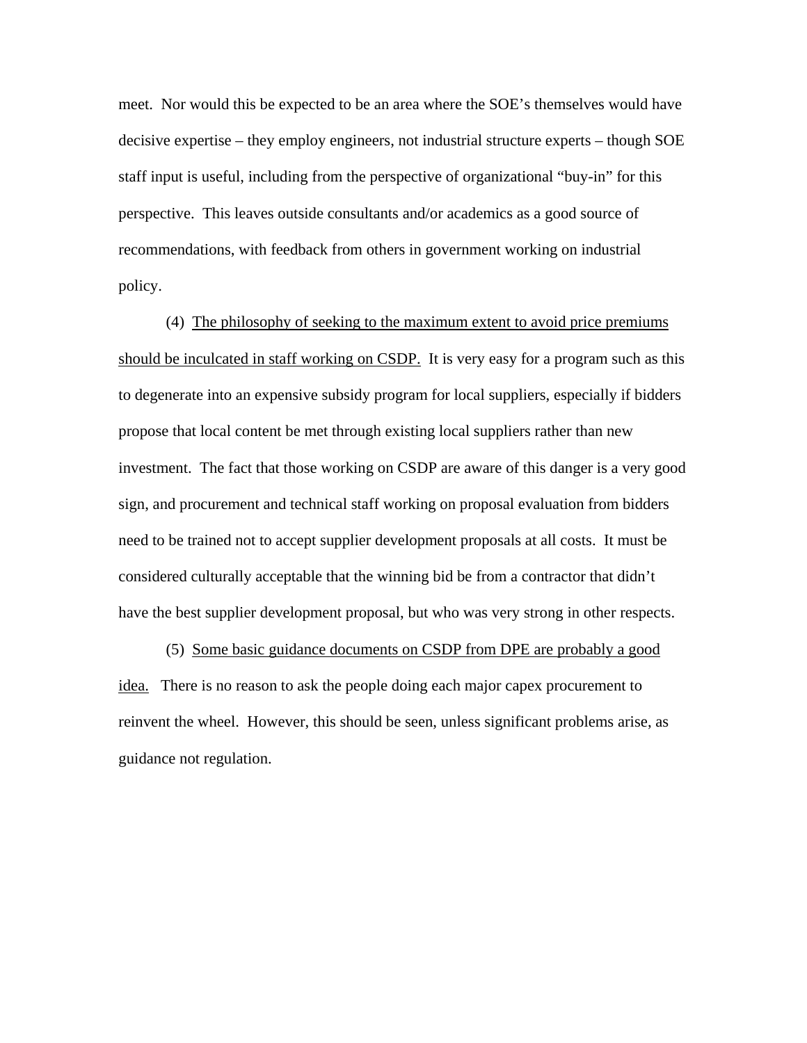meet. Nor would this be expected to be an area where the SOE's themselves would have decisive expertise – they employ engineers, not industrial structure experts – though SOE staff input is useful, including from the perspective of organizational "buy-in" for this perspective. This leaves outside consultants and/or academics as a good source of recommendations, with feedback from others in government working on industrial policy.

(4) <u>The philosophy of seeking to the maximum extent to avoid price premiums should be inculcated in staff working on CSDP.</u> It is very easy for a program such as this to degenerate into an expensive subsidy program for local suppliers, especially if bidders propose that local content be met through existing local suppliers rather than new investment. The fact that those working on CSDP are aware of this danger is a very good sign, and procurement and technical staff working on proposal evaluation from bidders need to be trained not to accept supplier development proposals at all costs. It must be considered culturally acceptable that the winning bid be from a contractor that didn't have the best supplier development proposal, but who was very strong in other respects.

(5) <u>Some basic guidance documents on CSDP from DPE are probably a good idea.</u> There is no reason to ask the people doing each major capex procurement to reinvent the wheel. However, this should be seen, unless significant problems arise, as guidance not regulation.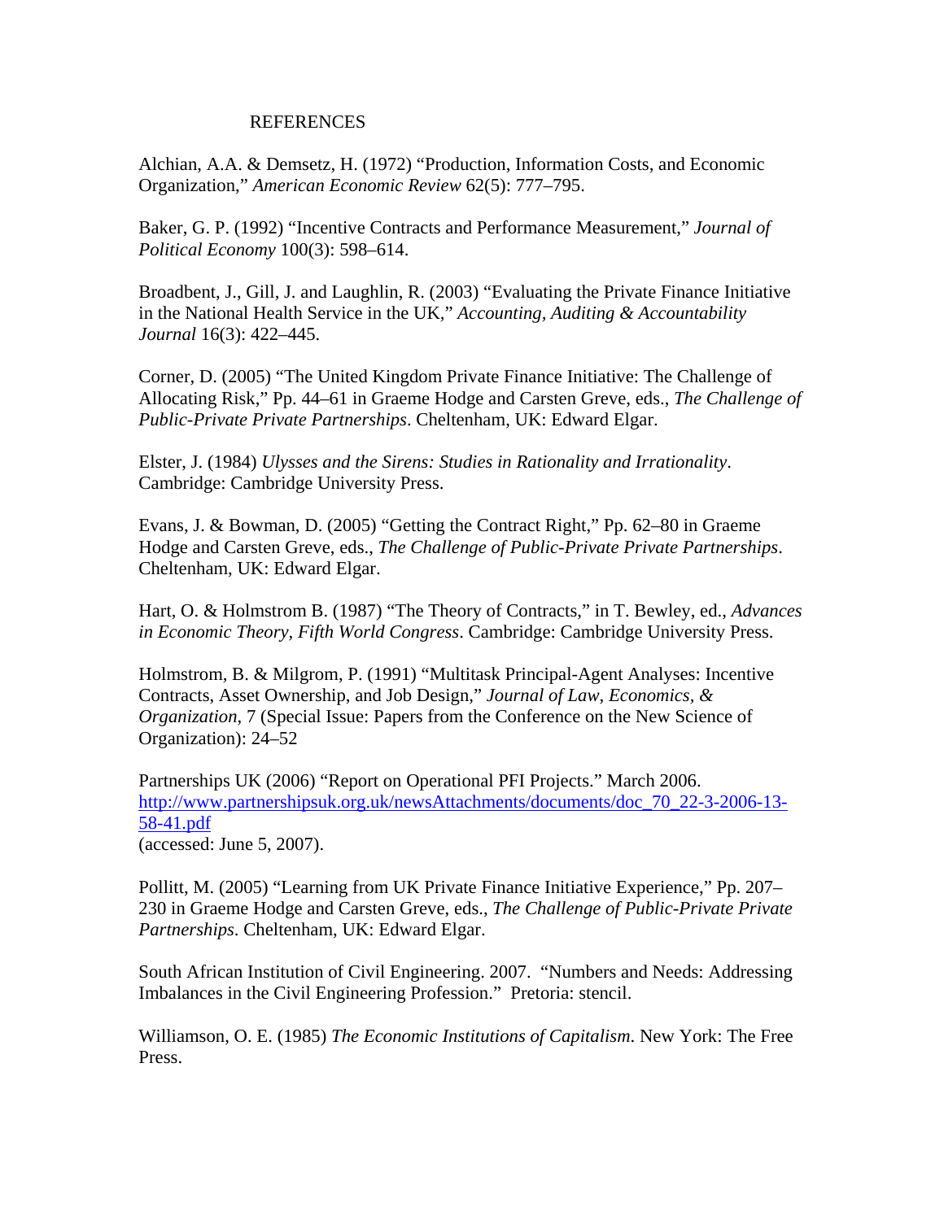## REFERENCES

Alchian, A.A. & Demsetz, H. (1972) "Production, Information Costs, and Economic Organization," *American Economic Review* 62(5): 777–795.

Baker, G. P. (1992) "Incentive Contracts and Performance Measurement," *Journal of Political Economy* 100(3): 598–614.

Broadbent, J., Gill, J. and Laughlin, R. (2003) "Evaluating the Private Finance Initiative in the National Health Service in the UK," *Accounting, Auditing & Accountability Journal* 16(3): 422–445.

Corner, D. (2005) "The United Kingdom Private Finance Initiative: The Challenge of Allocating Risk," Pp. 44–61 in Graeme Hodge and Carsten Greve, eds., *The Challenge of Public-Private Private Partnerships*. Cheltenham, UK: Edward Elgar.

Elster, J. (1984) *Ulysses and the Sirens: Studies in Rationality and Irrationality*. Cambridge: Cambridge University Press.

Evans, J. & Bowman, D. (2005) "Getting the Contract Right," Pp. 62–80 in Graeme Hodge and Carsten Greve, eds., *The Challenge of Public-Private Private Partnerships*. Cheltenham, UK: Edward Elgar.

Hart, O. & Holmstrom B. (1987) "The Theory of Contracts," in T. Bewley, ed., *Advances in Economic Theory, Fifth World Congress*. Cambridge: Cambridge University Press.

Holmstrom, B. & Milgrom, P. (1991) "Multitask Principal-Agent Analyses: Incentive Contracts, Asset Ownership, and Job Design," *Journal of Law, Economics, & Organization*, 7 (Special Issue: Papers from the Conference on the New Science of Organization): 24–52

Partnerships UK (2006) "Report on Operational PFI Projects." March 2006. http://www.partnershipsuk.org.uk/newsAttachments/documents/doc_70_22-3-2006-13-58-41.pdf
(accessed: June 5, 2007).

Pollitt, M. (2005) "Learning from UK Private Finance Initiative Experience," Pp. 207–230 in Graeme Hodge and Carsten Greve, eds., *The Challenge of Public-Private Private Partnerships*. Cheltenham, UK: Edward Elgar.

South African Institution of Civil Engineering. 2007. "Numbers and Needs: Addressing Imbalances in the Civil Engineering Profession." Pretoria: stencil.

Williamson, O. E. (1985) *The Economic Institutions of Capitalism*. New York: The Free Press.